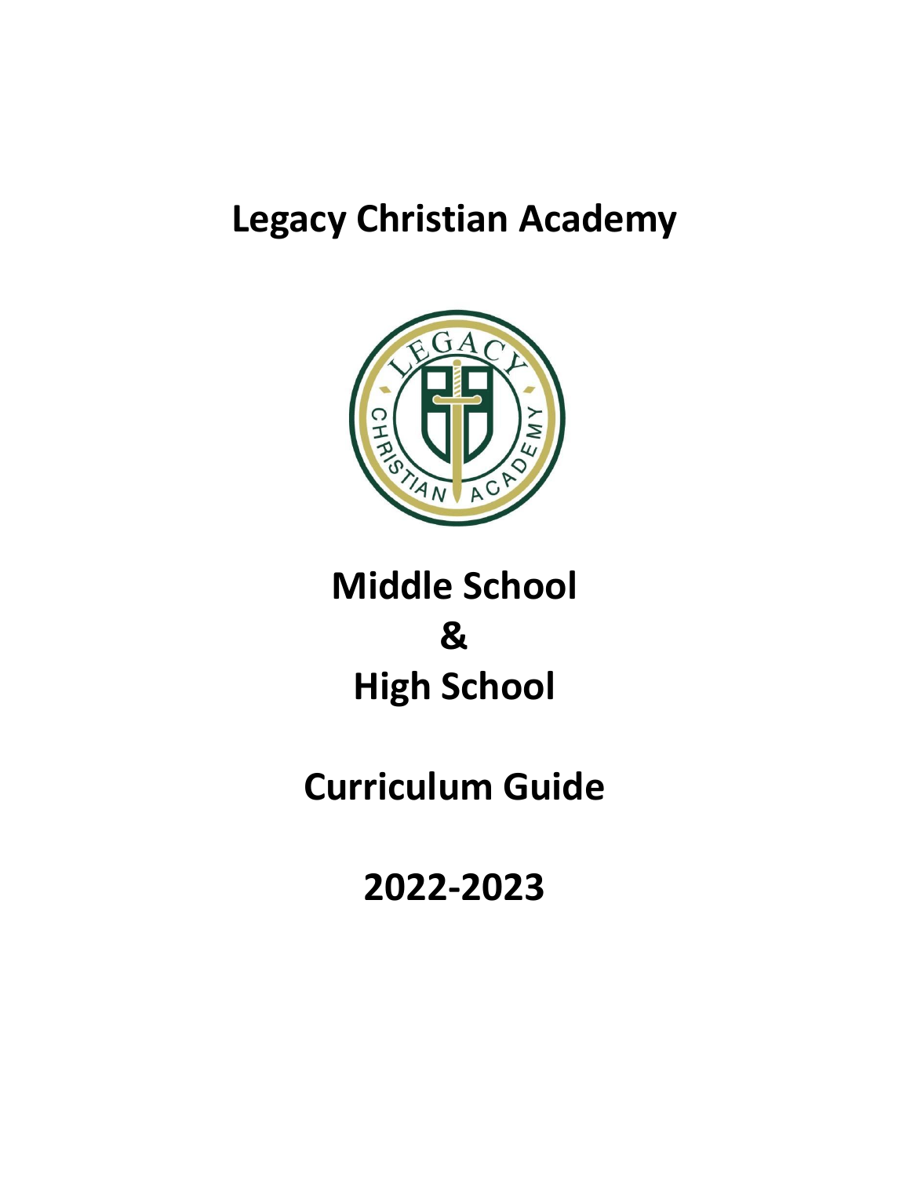# Legacy Christian Academy

# Middle School
# &
# High School

# Curriculum Guide

# 2022-2023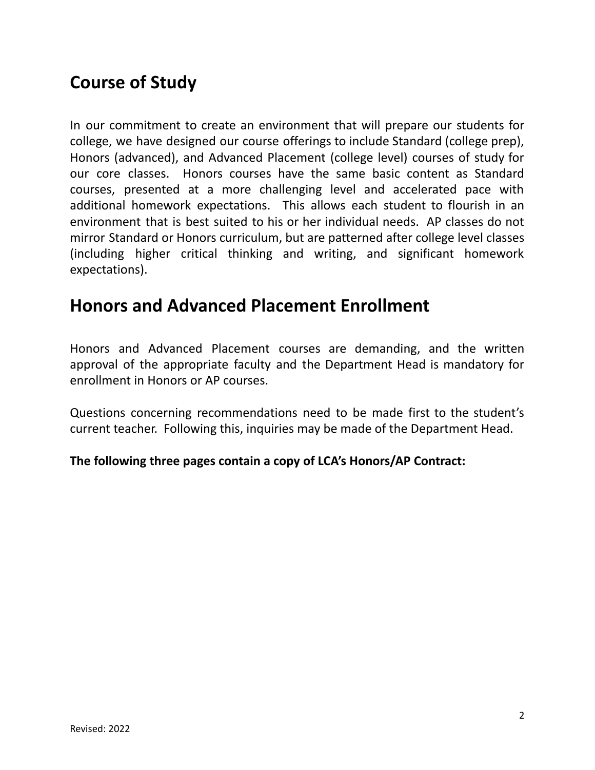## Course of Study

In our commitment to create an environment that will prepare our students for college, we have designed our course offerings to include Standard (college prep), Honors (advanced), and Advanced Placement (college level) courses of study for our core classes. Honors courses have the same basic content as Standard courses, presented at a more challenging level and accelerated pace with additional homework expectations. This allows each student to flourish in an environment that is best suited to his or her individual needs. AP classes do not mirror Standard or Honors curriculum, but are patterned after college level classes (including higher critical thinking and writing, and significant homework expectations).

## Honors and Advanced Placement Enrollment

Honors and Advanced Placement courses are demanding, and the written approval of the appropriate faculty and the Department Head is mandatory for enrollment in Honors or AP courses.

Questions concerning recommendations need to be made first to the student's current teacher. Following this, inquiries may be made of the Department Head.

**The following three pages contain a copy of LCA's Honors/AP Contract:**

Revised: 2022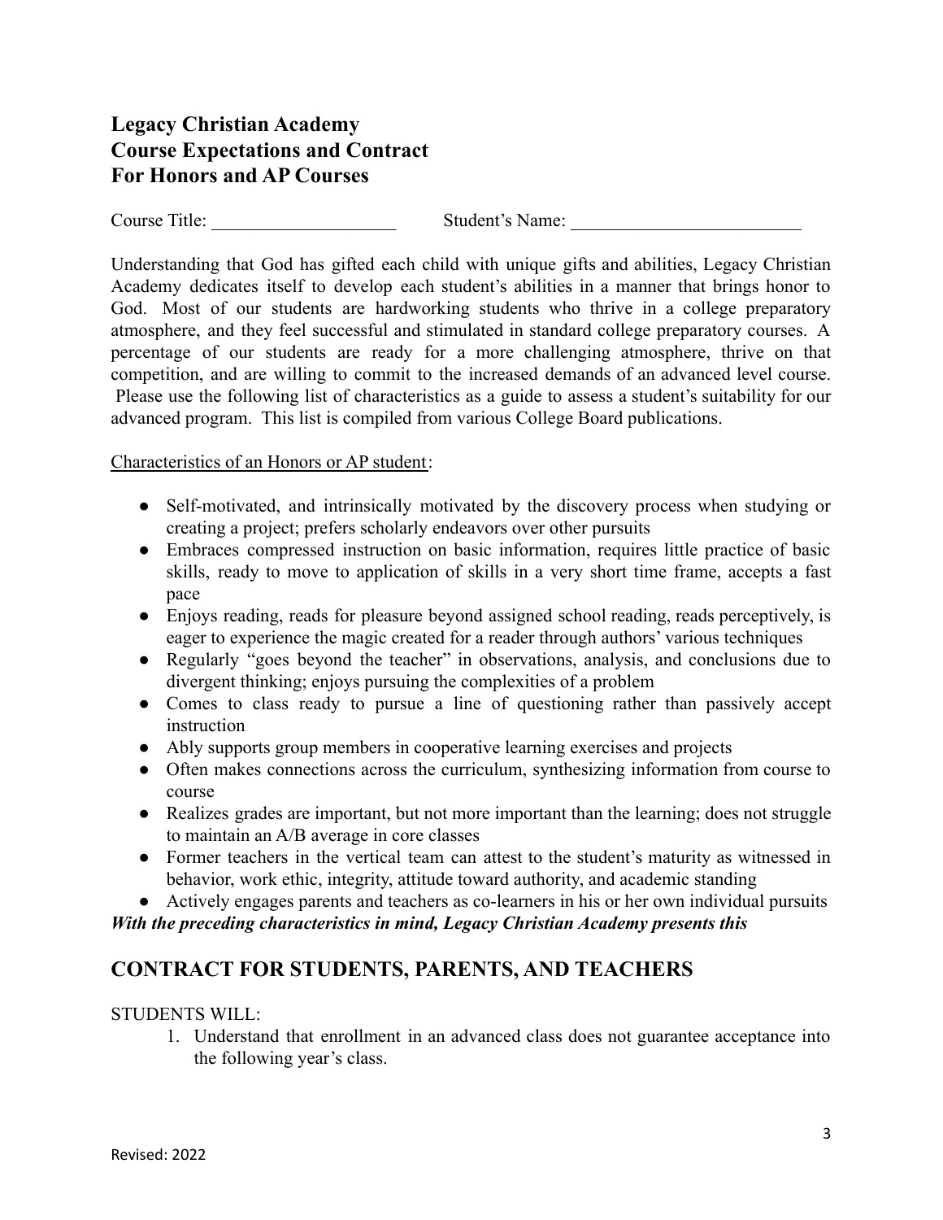## Legacy Christian Academy
## Course Expectations and Contract
## For Honors and AP Courses

Course Title: ____________________ Student's Name: _________________________

Understanding that God has gifted each child with unique gifts and abilities, Legacy Christian Academy dedicates itself to develop each student's abilities in a manner that brings honor to God. Most of our students are hardworking students who thrive in a college preparatory atmosphere, and they feel successful and stimulated in standard college preparatory courses. A percentage of our students are ready for a more challenging atmosphere, thrive on that competition, and are willing to commit to the increased demands of an advanced level course. Please use the following list of characteristics as a guide to assess a student's suitability for our advanced program. This list is compiled from various College Board publications.

Characteristics of an Honors or AP student:

- Self-motivated, and intrinsically motivated by the discovery process when studying or creating a project; prefers scholarly endeavors over other pursuits
- Embraces compressed instruction on basic information, requires little practice of basic skills, ready to move to application of skills in a very short time frame, accepts a fast pace
- Enjoys reading, reads for pleasure beyond assigned school reading, reads perceptively, is eager to experience the magic created for a reader through authors' various techniques
- Regularly "goes beyond the teacher" in observations, analysis, and conclusions due to divergent thinking; enjoys pursuing the complexities of a problem
- Comes to class ready to pursue a line of questioning rather than passively accept instruction
- Ably supports group members in cooperative learning exercises and projects
- Often makes connections across the curriculum, synthesizing information from course to course
- Realizes grades are important, but not more important than the learning; does not struggle to maintain an A/B average in core classes
- Former teachers in the vertical team can attest to the student's maturity as witnessed in behavior, work ethic, integrity, attitude toward authority, and academic standing
- Actively engages parents and teachers as co-learners in his or her own individual pursuits

***With the preceding characteristics in mind, Legacy Christian Academy presents this***

## CONTRACT FOR STUDENTS, PARENTS, AND TEACHERS

STUDENTS WILL:

1. Understand that enrollment in an advanced class does not guarantee acceptance into the following year's class.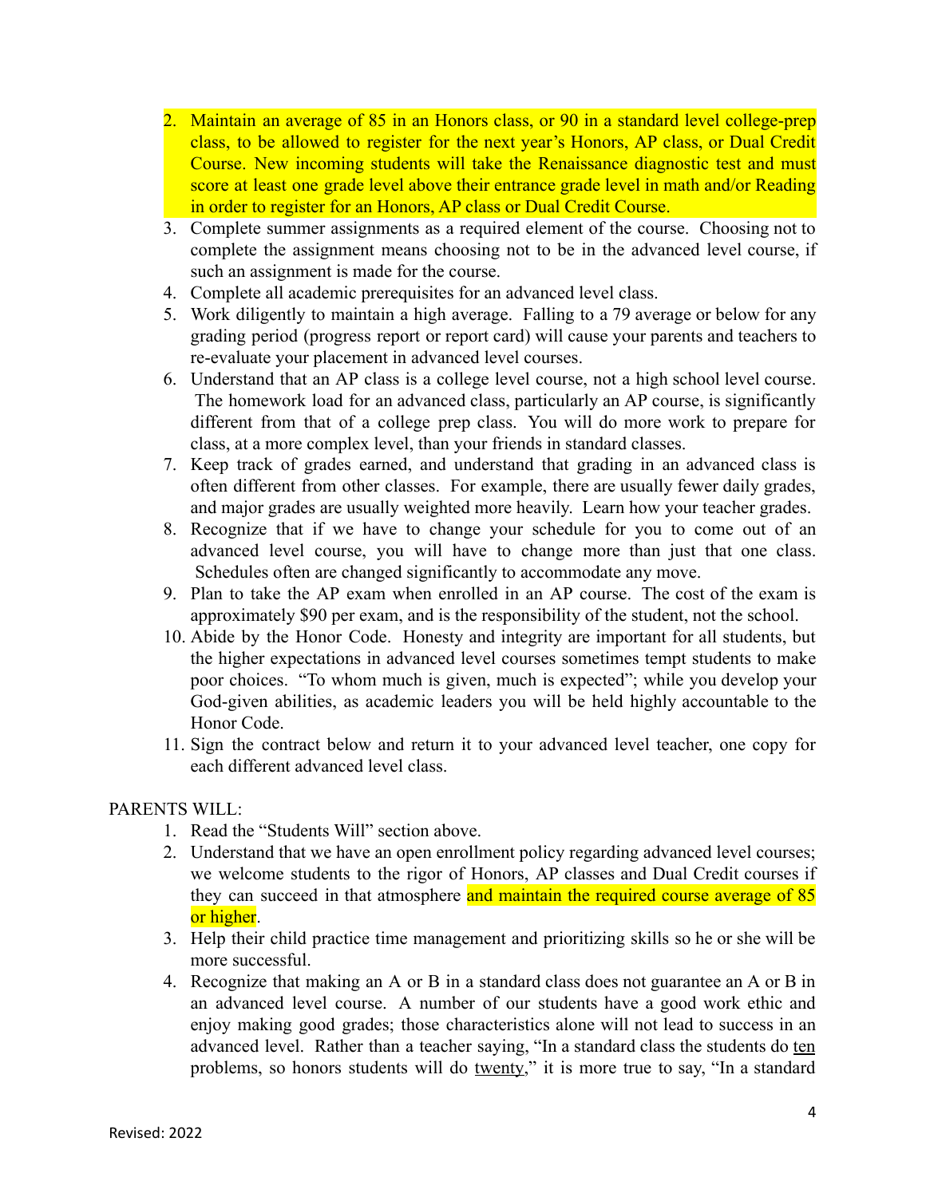2. Maintain an average of 85 in an Honors class, or 90 in a standard level college-prep class, to be allowed to register for the next year's Honors, AP class, or Dual Credit Course. New incoming students will take the Renaissance diagnostic test and must score at least one grade level above their entrance grade level in math and/or Reading in order to register for an Honors, AP class or Dual Credit Course.
3. Complete summer assignments as a required element of the course. Choosing not to complete the assignment means choosing not to be in the advanced level course, if such an assignment is made for the course.
4. Complete all academic prerequisites for an advanced level class.
5. Work diligently to maintain a high average. Falling to a 79 average or below for any grading period (progress report or report card) will cause your parents and teachers to re-evaluate your placement in advanced level courses.
6. Understand that an AP class is a college level course, not a high school level course. The homework load for an advanced class, particularly an AP course, is significantly different from that of a college prep class. You will do more work to prepare for class, at a more complex level, than your friends in standard classes.
7. Keep track of grades earned, and understand that grading in an advanced class is often different from other classes. For example, there are usually fewer daily grades, and major grades are usually weighted more heavily. Learn how your teacher grades.
8. Recognize that if we have to change your schedule for you to come out of an advanced level course, you will have to change more than just that one class. Schedules often are changed significantly to accommodate any move.
9. Plan to take the AP exam when enrolled in an AP course. The cost of the exam is approximately $90 per exam, and is the responsibility of the student, not the school.
10. Abide by the Honor Code. Honesty and integrity are important for all students, but the higher expectations in advanced level courses sometimes tempt students to make poor choices. "To whom much is given, much is expected"; while you develop your God-given abilities, as academic leaders you will be held highly accountable to the Honor Code.
11. Sign the contract below and return it to your advanced level teacher, one copy for each different advanced level class.

PARENTS WILL:

1. Read the "Students Will" section above.
2. Understand that we have an open enrollment policy regarding advanced level courses; we welcome students to the rigor of Honors, AP classes and Dual Credit courses if they can succeed in that atmosphere and maintain the required course average of 85 or higher.
3. Help their child practice time management and prioritizing skills so he or she will be more successful.
4. Recognize that making an A or B in a standard class does not guarantee an A or B in an advanced level course. A number of our students have a good work ethic and enjoy making good grades; those characteristics alone will not lead to success in an advanced level. Rather than a teacher saying, "In a standard class the students do ten problems, so honors students will do twenty," it is more true to say, "In a standard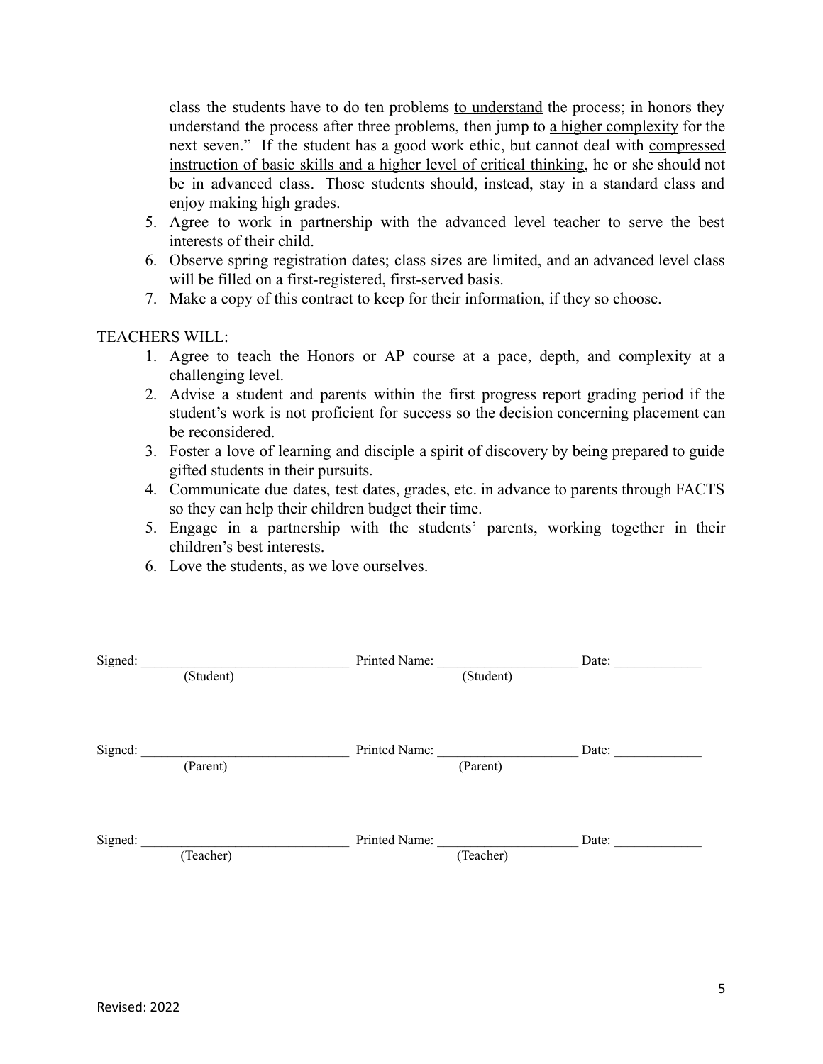class the students have to do ten problems <u>to understand</u> the process; in honors they understand the process after three problems, then jump to <u>a higher complexity</u> for the next seven." If the student has a good work ethic, but cannot deal with <u>compressed instruction of basic skills and a higher level of critical thinking</u>, he or she should not be in advanced class. Those students should, instead, stay in a standard class and enjoy making high grades.

5. Agree to work in partnership with the advanced level teacher to serve the best interests of their child.
6. Observe spring registration dates; class sizes are limited, and an advanced level class will be filled on a first-registered, first-served basis.
7. Make a copy of this contract to keep for their information, if they so choose.

TEACHERS WILL:

1. Agree to teach the Honors or AP course at a pace, depth, and complexity at a challenging level.
2. Advise a student and parents within the first progress report grading period if the student's work is not proficient for success so the decision concerning placement can be reconsidered.
3. Foster a love of learning and disciple a spirit of discovery by being prepared to guide gifted students in their pursuits.
4. Communicate due dates, test dates, grades, etc. in advance to parents through FACTS so they can help their children budget their time.
5. Engage in a partnership with the students' parents, working together in their children's best interests.
6. Love the students, as we love ourselves.

Signed: ______________________________ Printed Name: ____________________ Date: _____________
(Student) (Student)

Signed: ______________________________ Printed Name: ____________________ Date: _____________
(Parent) (Parent)

Signed: ______________________________ Printed Name: ____________________ Date: _____________
(Teacher) (Teacher)

Revised: 2022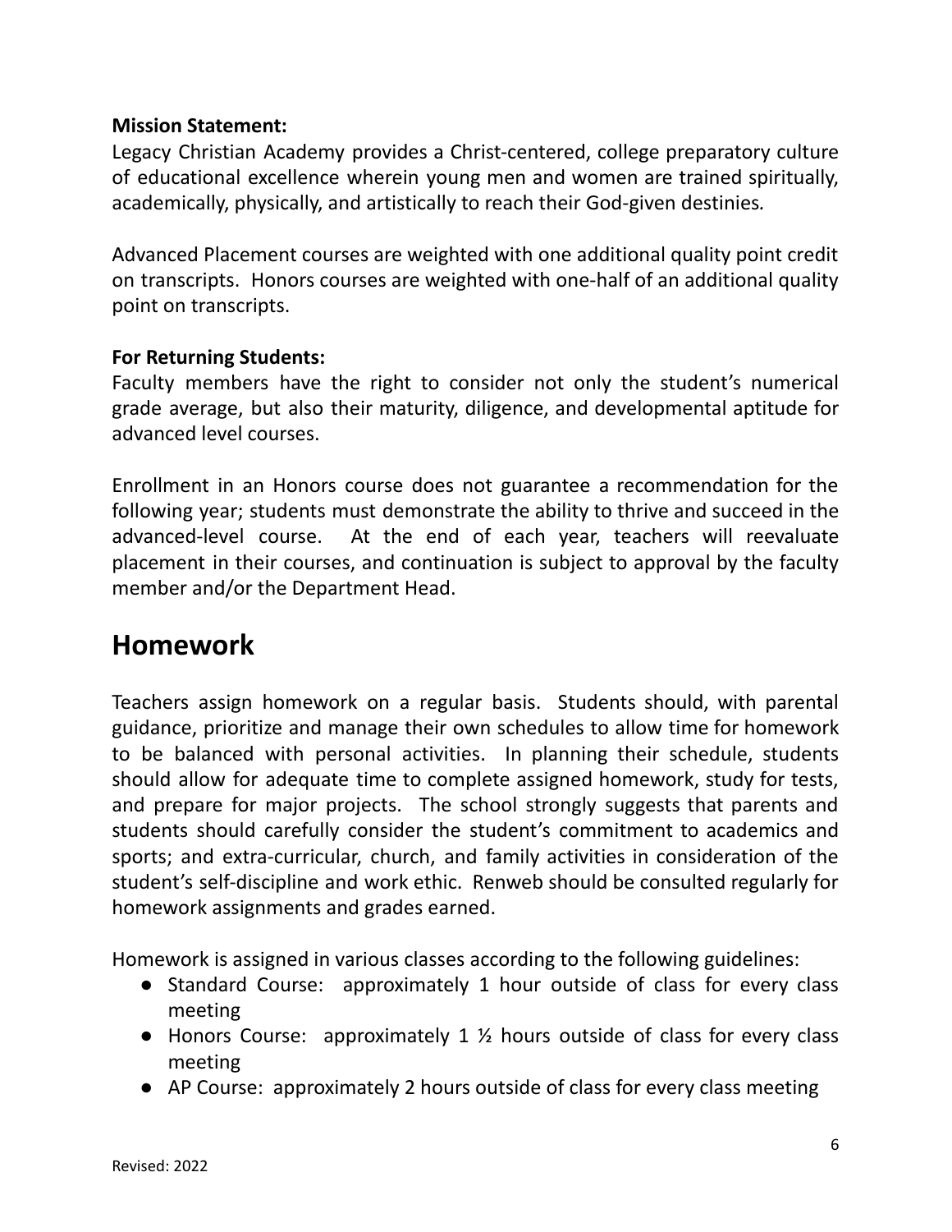**Mission Statement:**
Legacy Christian Academy provides a Christ-centered, college preparatory culture of educational excellence wherein young men and women are trained spiritually, academically, physically, and artistically to reach their God-given destinies.

Advanced Placement courses are weighted with one additional quality point credit on transcripts. Honors courses are weighted with one-half of an additional quality point on transcripts.

**For Returning Students:**
Faculty members have the right to consider not only the student's numerical grade average, but also their maturity, diligence, and developmental aptitude for advanced level courses.

Enrollment in an Honors course does not guarantee a recommendation for the following year; students must demonstrate the ability to thrive and succeed in the advanced-level course. At the end of each year, teachers will reevaluate placement in their courses, and continuation is subject to approval by the faculty member and/or the Department Head.

# Homework

Teachers assign homework on a regular basis. Students should, with parental guidance, prioritize and manage their own schedules to allow time for homework to be balanced with personal activities. In planning their schedule, students should allow for adequate time to complete assigned homework, study for tests, and prepare for major projects. The school strongly suggests that parents and students should carefully consider the student's commitment to academics and sports; and extra-curricular, church, and family activities in consideration of the student's self-discipline and work ethic. Renweb should be consulted regularly for homework assignments and grades earned.

Homework is assigned in various classes according to the following guidelines:

- Standard Course: approximately 1 hour outside of class for every class meeting
- Honors Course: approximately 1 ½ hours outside of class for every class meeting
- AP Course: approximately 2 hours outside of class for every class meeting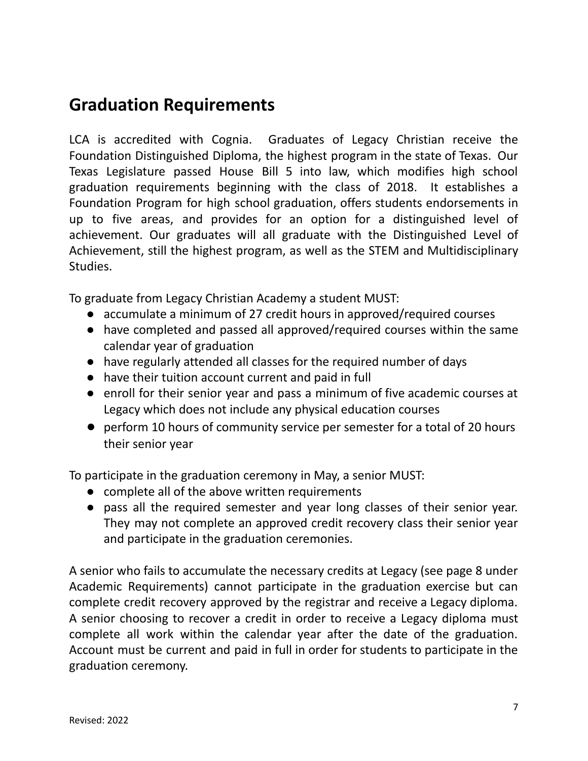## Graduation Requirements

LCA is accredited with Cognia. Graduates of Legacy Christian receive the Foundation Distinguished Diploma, the highest program in the state of Texas. Our Texas Legislature passed House Bill 5 into law, which modifies high school graduation requirements beginning with the class of 2018. It establishes a Foundation Program for high school graduation, offers students endorsements in up to five areas, and provides for an option for a distinguished level of achievement. Our graduates will all graduate with the Distinguished Level of Achievement, still the highest program, as well as the STEM and Multidisciplinary Studies.

To graduate from Legacy Christian Academy a student MUST:

- accumulate a minimum of 27 credit hours in approved/required courses
- have completed and passed all approved/required courses within the same calendar year of graduation
- have regularly attended all classes for the required number of days
- have their tuition account current and paid in full
- enroll for their senior year and pass a minimum of five academic courses at Legacy which does not include any physical education courses
- perform 10 hours of community service per semester for a total of 20 hours their senior year

To participate in the graduation ceremony in May, a senior MUST:

- complete all of the above written requirements
- pass all the required semester and year long classes of their senior year. They may not complete an approved credit recovery class their senior year and participate in the graduation ceremonies.

A senior who fails to accumulate the necessary credits at Legacy (see page 8 under Academic Requirements) cannot participate in the graduation exercise but can complete credit recovery approved by the registrar and receive a Legacy diploma. A senior choosing to recover a credit in order to receive a Legacy diploma must complete all work within the calendar year after the date of the graduation. Account must be current and paid in full in order for students to participate in the graduation ceremony.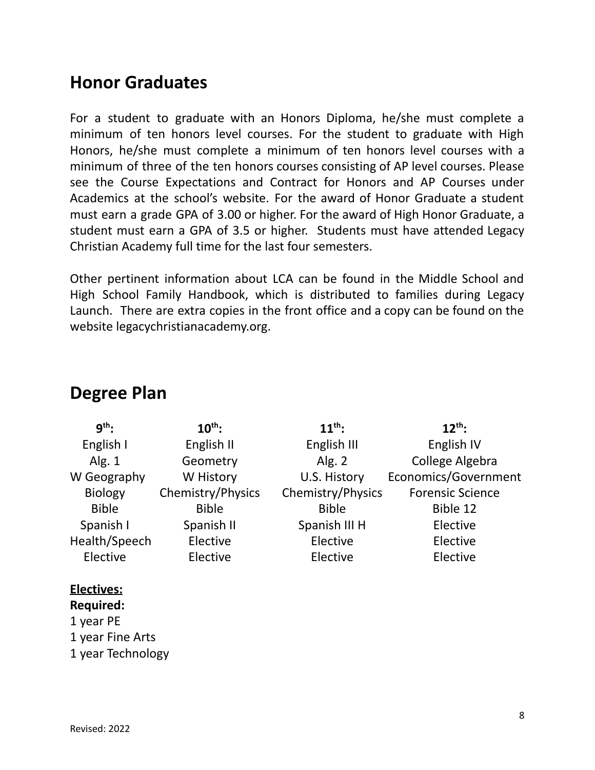## Honor Graduates

For a student to graduate with an Honors Diploma, he/she must complete a minimum of ten honors level courses. For the student to graduate with High Honors, he/she must complete a minimum of ten honors level courses with a minimum of three of the ten honors courses consisting of AP level courses. Please see the Course Expectations and Contract for Honors and AP Courses under Academics at the school's website. For the award of Honor Graduate a student must earn a grade GPA of 3.00 or higher. For the award of High Honor Graduate, a student must earn a GPA of 3.5 or higher. Students must have attended Legacy Christian Academy full time for the last four semesters.

Other pertinent information about LCA can be found in the Middle School and High School Family Handbook, which is distributed to families during Legacy Launch. There are extra copies in the front office and a copy can be found on the website legacychristianacademy.org.

## Degree Plan

| 9th: | 10th: | 11th: | 12th: |
|---|---|---|---|
| English I | English II | English III | English IV |
| Alg. 1 | Geometry | Alg. 2 | College Algebra |
| W Geography | W History | U.S. History | Economics/Government |
| Biology | Chemistry/Physics | Chemistry/Physics | Forensic Science |
| Bible | Bible | Bible | Bible 12 |
| Spanish I | Spanish II | Spanish III H | Elective |
| Health/Speech | Elective | Elective | Elective |
| Elective | Elective | Elective | Elective |

**Electives:**

**Required:**

1 year PE
1 year Fine Arts
1 year Technology

Revised: 2022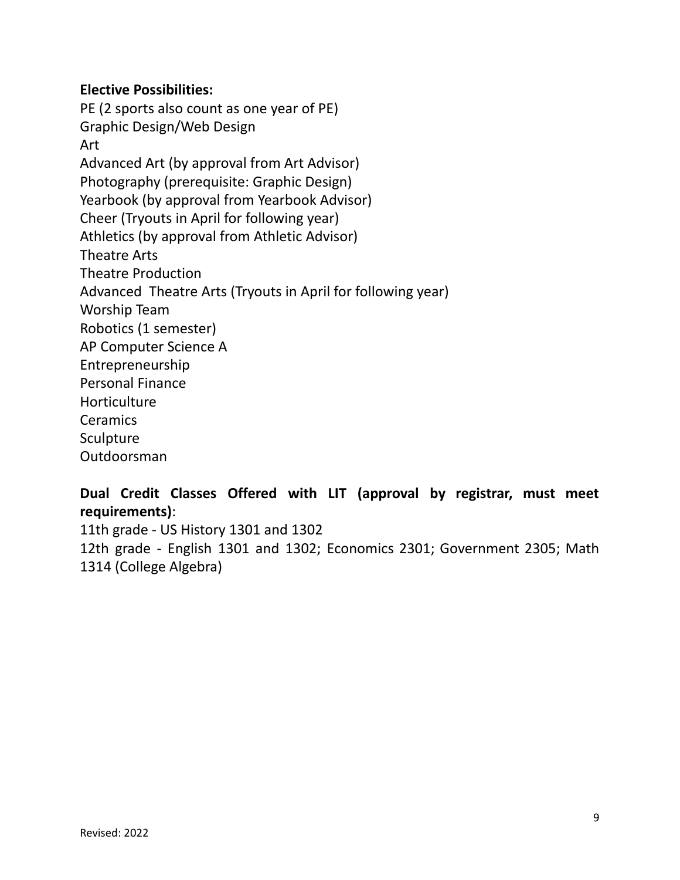**Elective Possibilities:**

PE (2 sports also count as one year of PE)
Graphic Design/Web Design
Art
Advanced Art (by approval from Art Advisor)
Photography (prerequisite: Graphic Design)
Yearbook (by approval from Yearbook Advisor)
Cheer (Tryouts in April for following year)
Athletics (by approval from Athletic Advisor)
Theatre Arts
Theatre Production
Advanced Theatre Arts (Tryouts in April for following year)
Worship Team
Robotics (1 semester)
AP Computer Science A
Entrepreneurship
Personal Finance
Horticulture
Ceramics
Sculpture
Outdoorsman

**Dual Credit Classes Offered with LIT (approval by registrar, must meet requirements)**:

11th grade - US History 1301 and 1302
12th grade - English 1301 and 1302; Economics 2301; Government 2305; Math 1314 (College Algebra)

Revised: 2022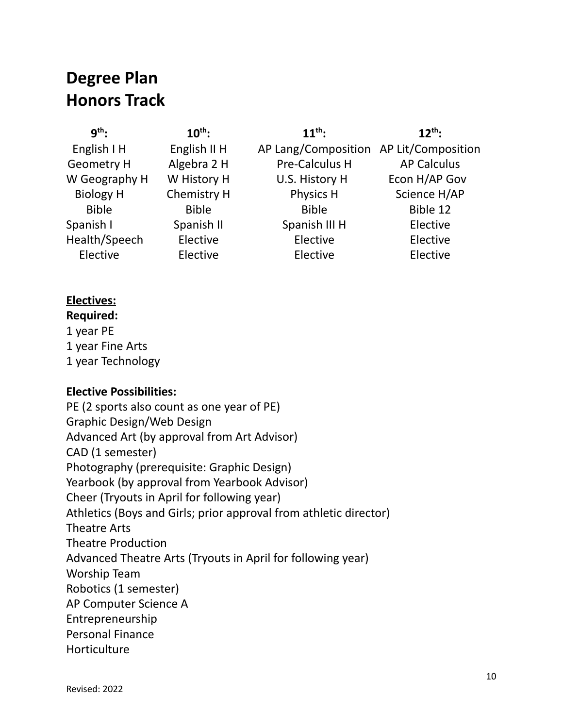# Degree Plan
# Honors Track

| 9th: | 10th: | 11th: | 12th: |
| --- | --- | --- | --- |
| English I H | English II H | AP Lang/Composition | AP Lit/Composition |
| Geometry H | Algebra 2 H | Pre-Calculus H | AP Calculus |
| W Geography H | W History H | U.S. History H | Econ H/AP Gov |
| Biology H | Chemistry H | Physics H | Science H/AP |
| Bible | Bible | Bible | Bible 12 |
| Spanish I | Spanish II | Spanish III H | Elective |
| Health/Speech | Elective | Elective | Elective |
| Elective | Elective | Elective | Elective |

__Electives:__

**Required:**

1 year PE
1 year Fine Arts
1 year Technology

**Elective Possibilities:**

PE (2 sports also count as one year of PE)
Graphic Design/Web Design
Advanced Art (by approval from Art Advisor)
CAD (1 semester)
Photography (prerequisite: Graphic Design)
Yearbook (by approval from Yearbook Advisor)
Cheer (Tryouts in April for following year)
Athletics (Boys and Girls; prior approval from athletic director)
Theatre Arts
Theatre Production
Advanced Theatre Arts (Tryouts in April for following year)
Worship Team
Robotics (1 semester)
AP Computer Science A
Entrepreneurship
Personal Finance
Horticulture

Revised: 2022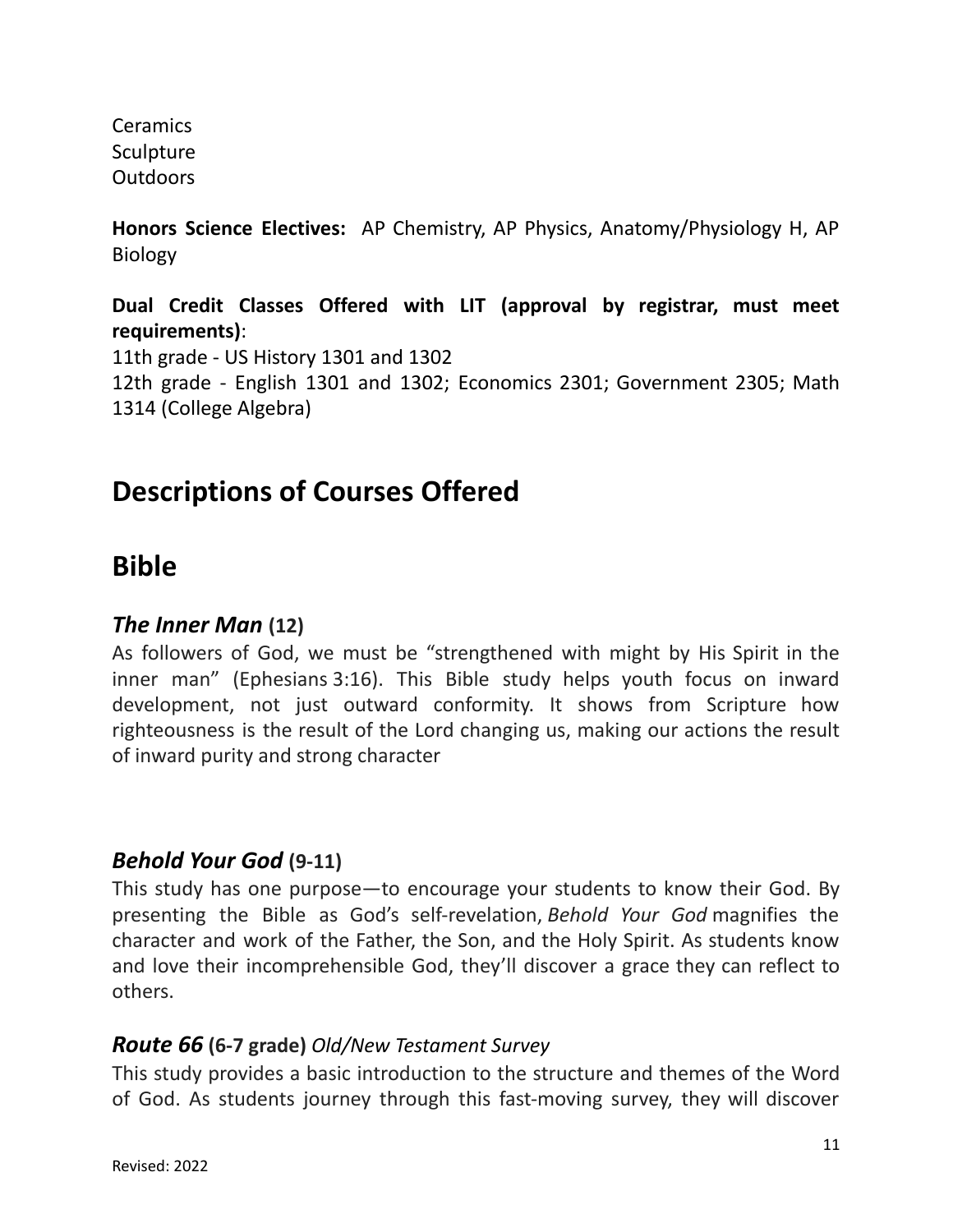Ceramics
Sculpture
Outdoors

**Honors Science Electives:** AP Chemistry, AP Physics, Anatomy/Physiology H, AP Biology

**Dual Credit Classes Offered with LIT (approval by registrar, must meet requirements)**:
11th grade - US History 1301 and 1302
12th grade - English 1301 and 1302; Economics 2301; Government 2305; Math 1314 (College Algebra)

# Descriptions of Courses Offered

# Bible

### ***The Inner Man*** **(12)**

As followers of God, we must be "strengthened with might by His Spirit in the inner man" (Ephesians 3:16). This Bible study helps youth focus on inward development, not just outward conformity. It shows from Scripture how righteousness is the result of the Lord changing us, making our actions the result of inward purity and strong character

### ***Behold Your God*** **(9-11)**

This study has one purpose—to encourage your students to know their God. By presenting the Bible as God's self-revelation, *Behold Your God* magnifies the character and work of the Father, the Son, and the Holy Spirit. As students know and love their incomprehensible God, they'll discover a grace they can reflect to others.

### ***Route 66*** **(6-7 grade)** *Old/New Testament Survey*

This study provides a basic introduction to the structure and themes of the Word of God. As students journey through this fast-moving survey, they will discover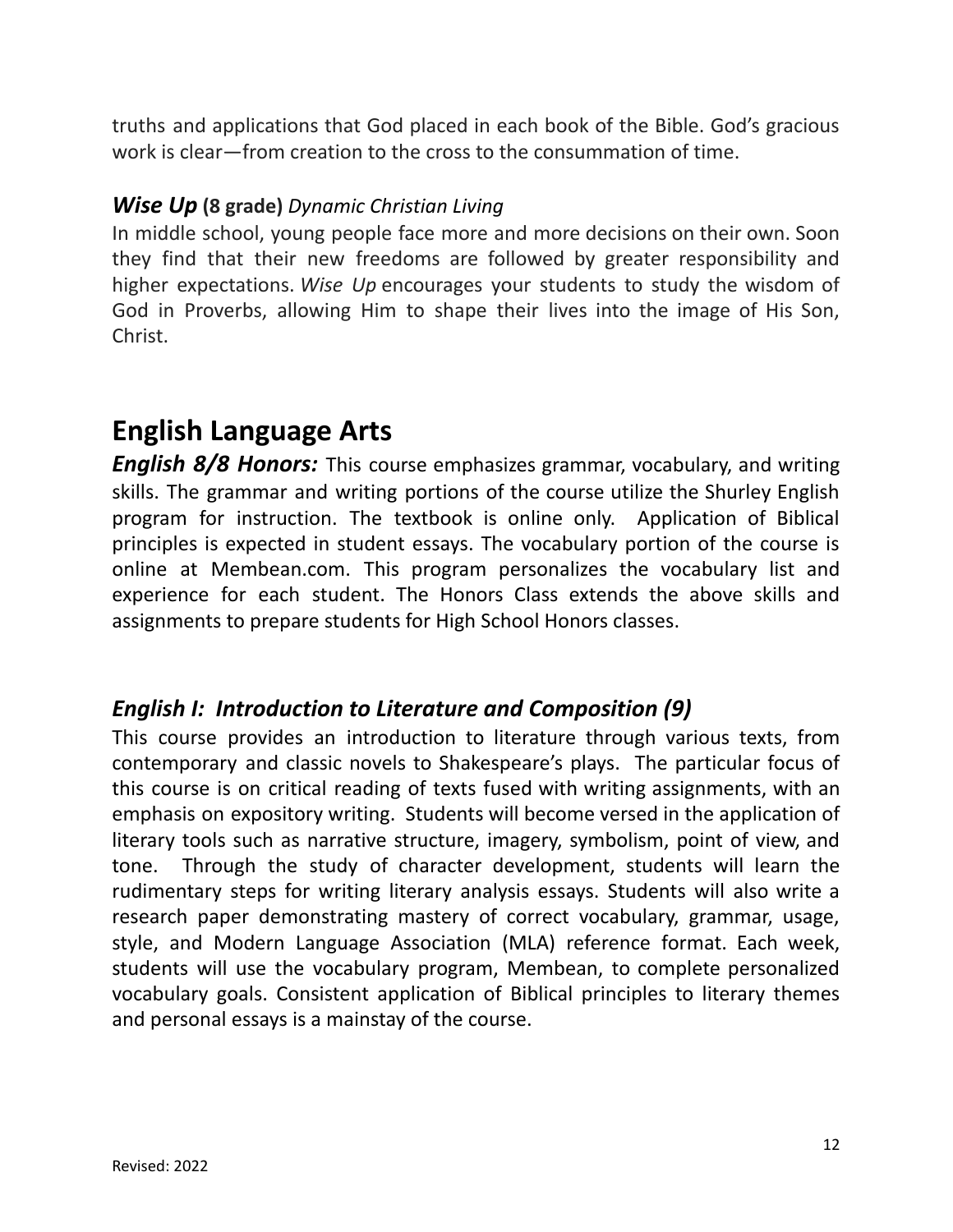truths and applications that God placed in each book of the Bible. God's gracious work is clear—from creation to the cross to the consummation of time.

### ***Wise Up*** **(8 grade)** *Dynamic Christian Living*

In middle school, young people face more and more decisions on their own. Soon they find that their new freedoms are followed by greater responsibility and higher expectations. *Wise Up* encourages your students to study the wisdom of God in Proverbs, allowing Him to shape their lives into the image of His Son, Christ.

## English Language Arts

***English 8/8 Honors:*** This course emphasizes grammar, vocabulary, and writing skills. The grammar and writing portions of the course utilize the Shurley English program for instruction. The textbook is online only. Application of Biblical principles is expected in student essays. The vocabulary portion of the course is online at Membean.com. This program personalizes the vocabulary list and experience for each student. The Honors Class extends the above skills and assignments to prepare students for High School Honors classes.

### *English I: Introduction to Literature and Composition (9)*

This course provides an introduction to literature through various texts, from contemporary and classic novels to Shakespeare's plays. The particular focus of this course is on critical reading of texts fused with writing assignments, with an emphasis on expository writing. Students will become versed in the application of literary tools such as narrative structure, imagery, symbolism, point of view, and tone. Through the study of character development, students will learn the rudimentary steps for writing literary analysis essays. Students will also write a research paper demonstrating mastery of correct vocabulary, grammar, usage, style, and Modern Language Association (MLA) reference format. Each week, students will use the vocabulary program, Membean, to complete personalized vocabulary goals. Consistent application of Biblical principles to literary themes and personal essays is a mainstay of the course.

Revised: 2022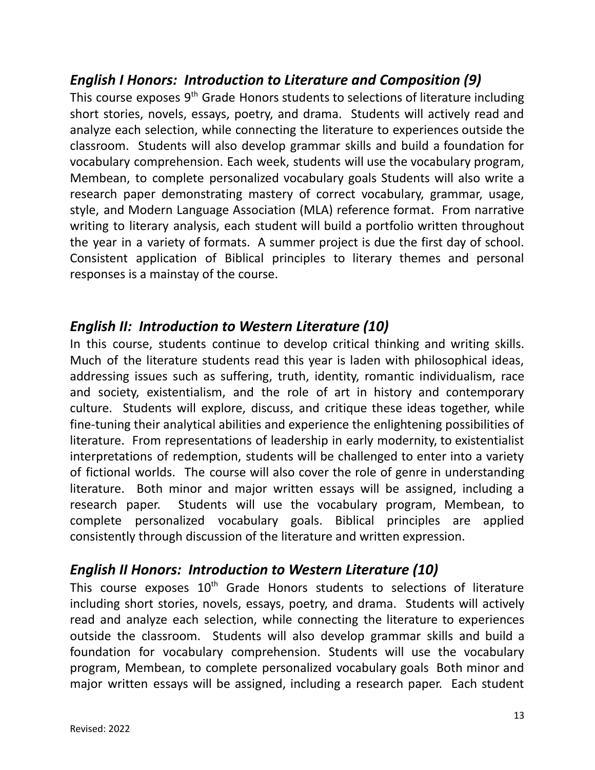### *English I Honors: Introduction to Literature and Composition (9)*

This course exposes 9th Grade Honors students to selections of literature including short stories, novels, essays, poetry, and drama. Students will actively read and analyze each selection, while connecting the literature to experiences outside the classroom. Students will also develop grammar skills and build a foundation for vocabulary comprehension. Each week, students will use the vocabulary program, Membean, to complete personalized vocabulary goals Students will also write a research paper demonstrating mastery of correct vocabulary, grammar, usage, style, and Modern Language Association (MLA) reference format. From narrative writing to literary analysis, each student will build a portfolio written throughout the year in a variety of formats. A summer project is due the first day of school. Consistent application of Biblical principles to literary themes and personal responses is a mainstay of the course.

### *English II: Introduction to Western Literature (10)*

In this course, students continue to develop critical thinking and writing skills. Much of the literature students read this year is laden with philosophical ideas, addressing issues such as suffering, truth, identity, romantic individualism, race and society, existentialism, and the role of art in history and contemporary culture. Students will explore, discuss, and critique these ideas together, while fine-tuning their analytical abilities and experience the enlightening possibilities of literature. From representations of leadership in early modernity, to existentialist interpretations of redemption, students will be challenged to enter into a variety of fictional worlds. The course will also cover the role of genre in understanding literature. Both minor and major written essays will be assigned, including a research paper. Students will use the vocabulary program, Membean, to complete personalized vocabulary goals. Biblical principles are applied consistently through discussion of the literature and written expression.

### *English II Honors: Introduction to Western Literature (10)*

This course exposes 10th Grade Honors students to selections of literature including short stories, novels, essays, poetry, and drama. Students will actively read and analyze each selection, while connecting the literature to experiences outside the classroom. Students will also develop grammar skills and build a foundation for vocabulary comprehension. Students will use the vocabulary program, Membean, to complete personalized vocabulary goals Both minor and major written essays will be assigned, including a research paper. Each student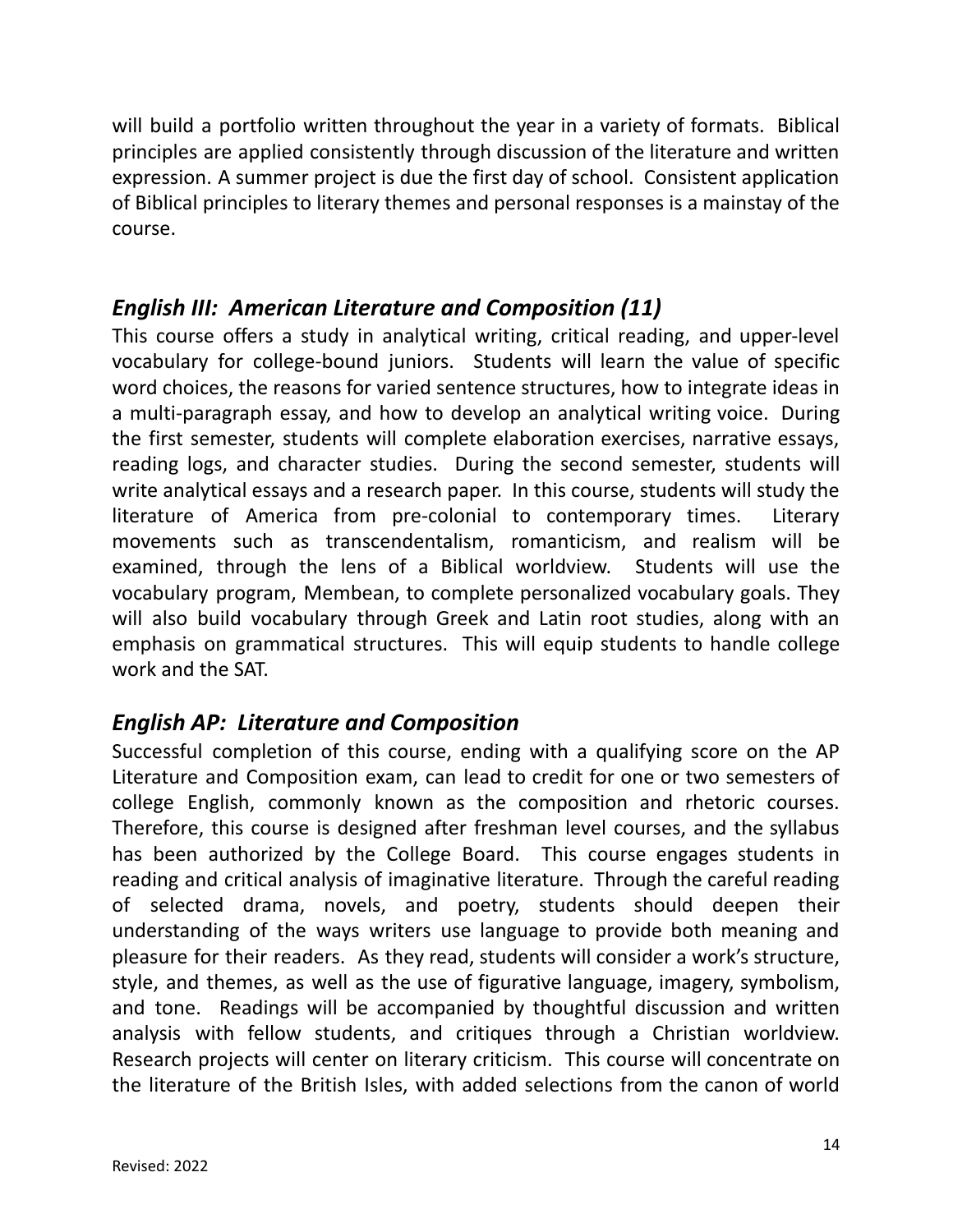will build a portfolio written throughout the year in a variety of formats. Biblical principles are applied consistently through discussion of the literature and written expression. A summer project is due the first day of school. Consistent application of Biblical principles to literary themes and personal responses is a mainstay of the course.

### *English III: American Literature and Composition (11)*

This course offers a study in analytical writing, critical reading, and upper-level vocabulary for college-bound juniors. Students will learn the value of specific word choices, the reasons for varied sentence structures, how to integrate ideas in a multi-paragraph essay, and how to develop an analytical writing voice. During the first semester, students will complete elaboration exercises, narrative essays, reading logs, and character studies. During the second semester, students will write analytical essays and a research paper. In this course, students will study the literature of America from pre-colonial to contemporary times. Literary movements such as transcendentalism, romanticism, and realism will be examined, through the lens of a Biblical worldview. Students will use the vocabulary program, Membean, to complete personalized vocabulary goals. They will also build vocabulary through Greek and Latin root studies, along with an emphasis on grammatical structures. This will equip students to handle college work and the SAT.

### *English AP: Literature and Composition*

Successful completion of this course, ending with a qualifying score on the AP Literature and Composition exam, can lead to credit for one or two semesters of college English, commonly known as the composition and rhetoric courses. Therefore, this course is designed after freshman level courses, and the syllabus has been authorized by the College Board. This course engages students in reading and critical analysis of imaginative literature. Through the careful reading of selected drama, novels, and poetry, students should deepen their understanding of the ways writers use language to provide both meaning and pleasure for their readers. As they read, students will consider a work's structure, style, and themes, as well as the use of figurative language, imagery, symbolism, and tone. Readings will be accompanied by thoughtful discussion and written analysis with fellow students, and critiques through a Christian worldview. Research projects will center on literary criticism. This course will concentrate on the literature of the British Isles, with added selections from the canon of world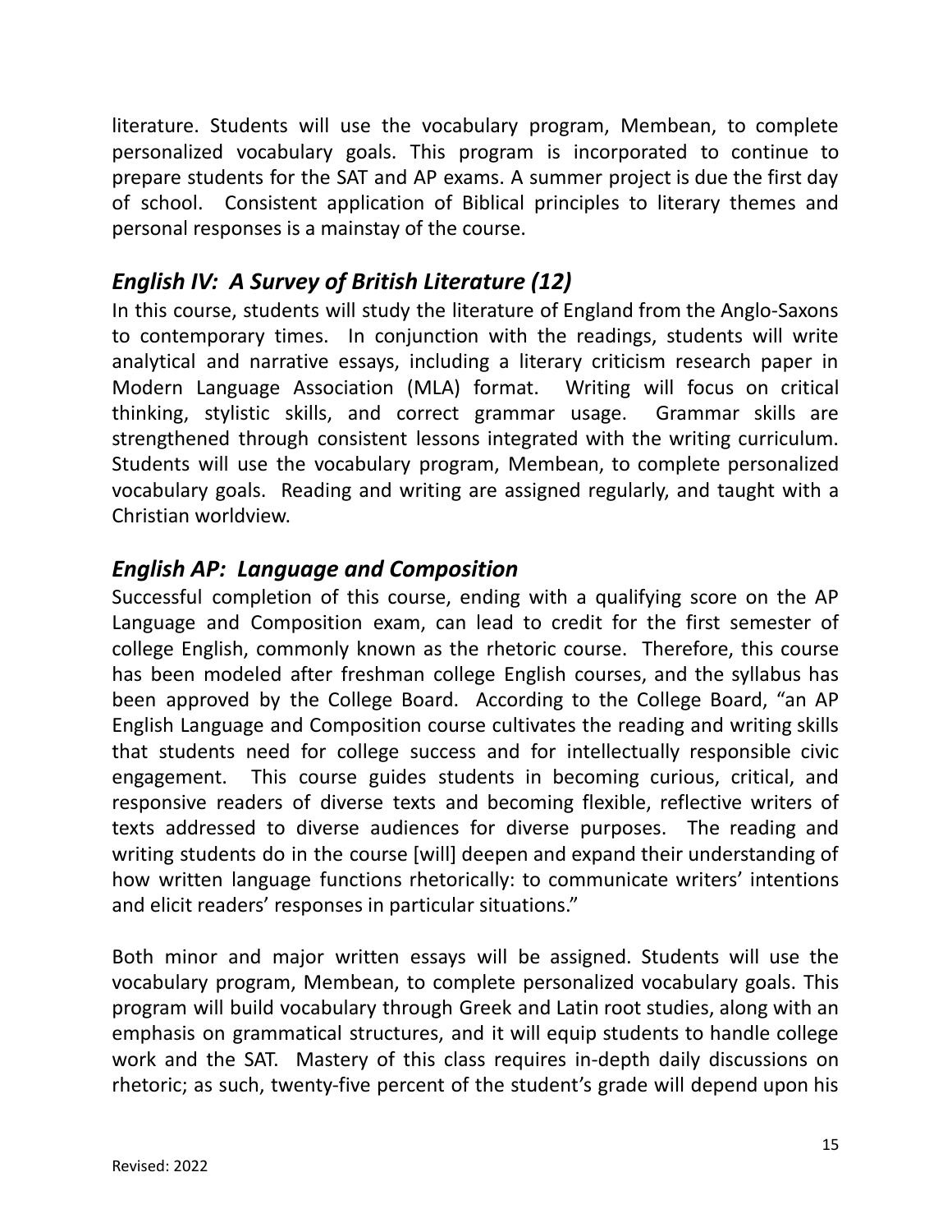literature. Students will use the vocabulary program, Membean, to complete personalized vocabulary goals. This program is incorporated to continue to prepare students for the SAT and AP exams. A summer project is due the first day of school. Consistent application of Biblical principles to literary themes and personal responses is a mainstay of the course.

### *English IV: A Survey of British Literature (12)*

In this course, students will study the literature of England from the Anglo-Saxons to contemporary times. In conjunction with the readings, students will write analytical and narrative essays, including a literary criticism research paper in Modern Language Association (MLA) format. Writing will focus on critical thinking, stylistic skills, and correct grammar usage. Grammar skills are strengthened through consistent lessons integrated with the writing curriculum. Students will use the vocabulary program, Membean, to complete personalized vocabulary goals. Reading and writing are assigned regularly, and taught with a Christian worldview.

### *English AP: Language and Composition*

Successful completion of this course, ending with a qualifying score on the AP Language and Composition exam, can lead to credit for the first semester of college English, commonly known as the rhetoric course. Therefore, this course has been modeled after freshman college English courses, and the syllabus has been approved by the College Board. According to the College Board, "an AP English Language and Composition course cultivates the reading and writing skills that students need for college success and for intellectually responsible civic engagement. This course guides students in becoming curious, critical, and responsive readers of diverse texts and becoming flexible, reflective writers of texts addressed to diverse audiences for diverse purposes. The reading and writing students do in the course [will] deepen and expand their understanding of how written language functions rhetorically: to communicate writers' intentions and elicit readers' responses in particular situations."

Both minor and major written essays will be assigned. Students will use the vocabulary program, Membean, to complete personalized vocabulary goals. This program will build vocabulary through Greek and Latin root studies, along with an emphasis on grammatical structures, and it will equip students to handle college work and the SAT. Mastery of this class requires in-depth daily discussions on rhetoric; as such, twenty-five percent of the student's grade will depend upon his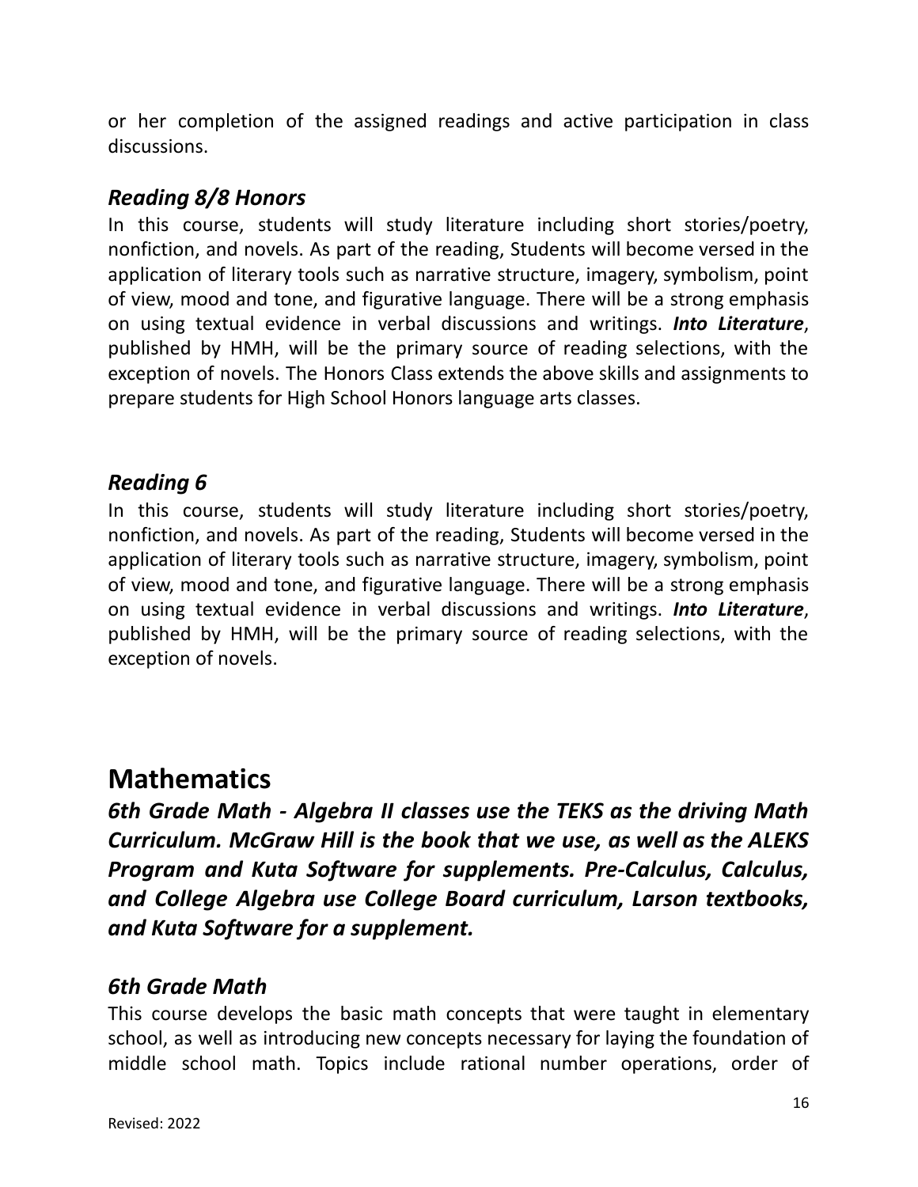or her completion of the assigned readings and active participation in class discussions.

### *Reading 8/8 Honors*

In this course, students will study literature including short stories/poetry, nonfiction, and novels. As part of the reading, Students will become versed in the application of literary tools such as narrative structure, imagery, symbolism, point of view, mood and tone, and figurative language. There will be a strong emphasis on using textual evidence in verbal discussions and writings. ***Into Literature***, published by HMH, will be the primary source of reading selections, with the exception of novels. The Honors Class extends the above skills and assignments to prepare students for High School Honors language arts classes.

### *Reading 6*

In this course, students will study literature including short stories/poetry, nonfiction, and novels. As part of the reading, Students will become versed in the application of literary tools such as narrative structure, imagery, symbolism, point of view, mood and tone, and figurative language. There will be a strong emphasis on using textual evidence in verbal discussions and writings. ***Into Literature***, published by HMH, will be the primary source of reading selections, with the exception of novels.

## Mathematics

***6th Grade Math - Algebra II classes use the TEKS as the driving Math Curriculum. McGraw Hill is the book that we use, as well as the ALEKS Program and Kuta Software for supplements. Pre-Calculus, Calculus, and College Algebra use College Board curriculum, Larson textbooks, and Kuta Software for a supplement.***

### *6th Grade Math*

This course develops the basic math concepts that were taught in elementary school, as well as introducing new concepts necessary for laying the foundation of middle school math. Topics include rational number operations, order of

Revised: 2022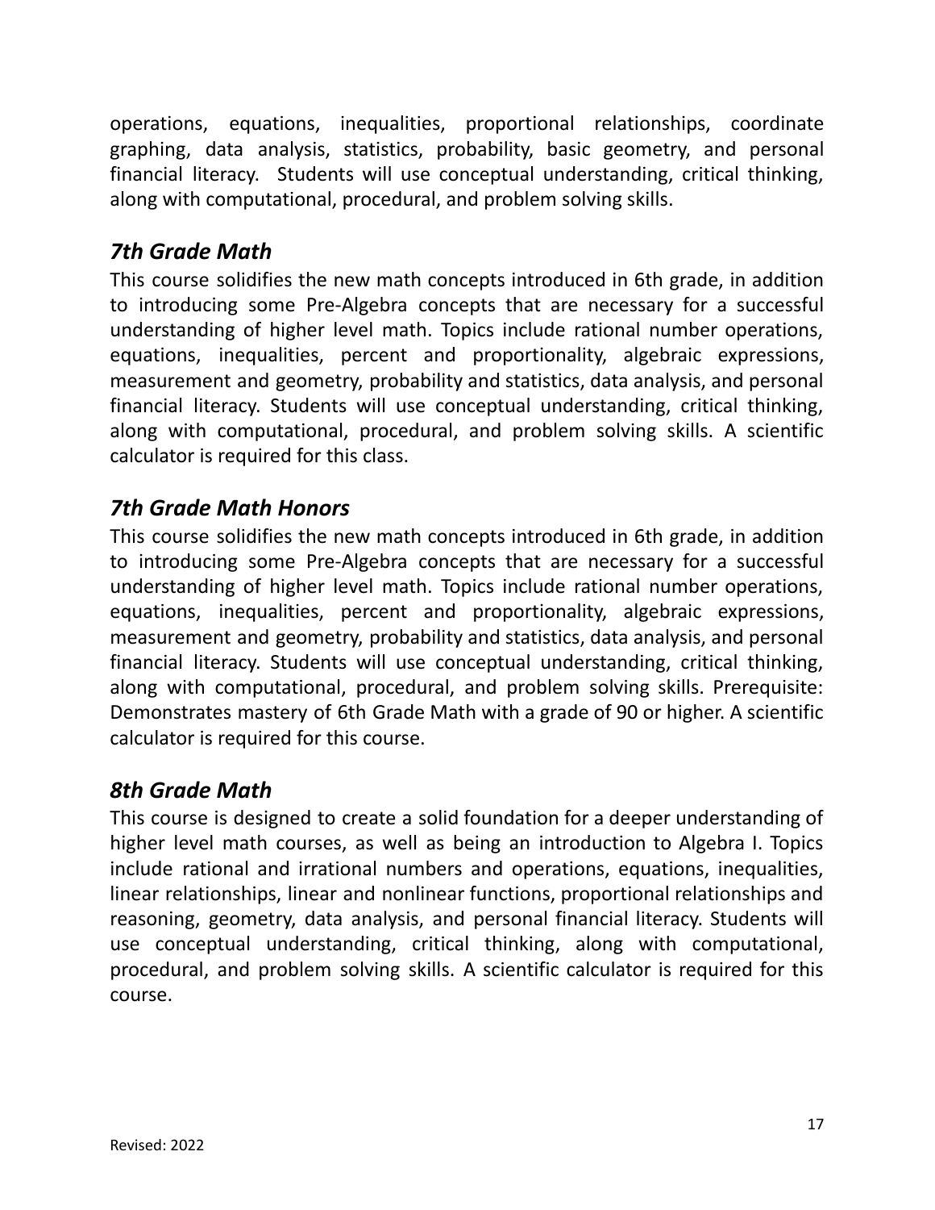operations, equations, inequalities, proportional relationships, coordinate graphing, data analysis, statistics, probability, basic geometry, and personal financial literacy.  Students will use conceptual understanding, critical thinking, along with computational, procedural, and problem solving skills.

### *7th Grade Math*

This course solidifies the new math concepts introduced in 6th grade, in addition to introducing some Pre-Algebra concepts that are necessary for a successful understanding of higher level math. Topics include rational number operations, equations, inequalities, percent and proportionality, algebraic expressions, measurement and geometry, probability and statistics, data analysis, and personal financial literacy. Students will use conceptual understanding, critical thinking, along with computational, procedural, and problem solving skills. A scientific calculator is required for this class.

### *7th Grade Math Honors*

This course solidifies the new math concepts introduced in 6th grade, in addition to introducing some Pre-Algebra concepts that are necessary for a successful understanding of higher level math. Topics include rational number operations, equations, inequalities, percent and proportionality, algebraic expressions, measurement and geometry, probability and statistics, data analysis, and personal financial literacy. Students will use conceptual understanding, critical thinking, along with computational, procedural, and problem solving skills. Prerequisite: Demonstrates mastery of 6th Grade Math with a grade of 90 or higher. A scientific calculator is required for this course.

### *8th Grade Math*

This course is designed to create a solid foundation for a deeper understanding of higher level math courses, as well as being an introduction to Algebra I. Topics include rational and irrational numbers and operations, equations, inequalities, linear relationships, linear and nonlinear functions, proportional relationships and reasoning, geometry, data analysis, and personal financial literacy. Students will use conceptual understanding, critical thinking, along with computational, procedural, and problem solving skills. A scientific calculator is required for this course.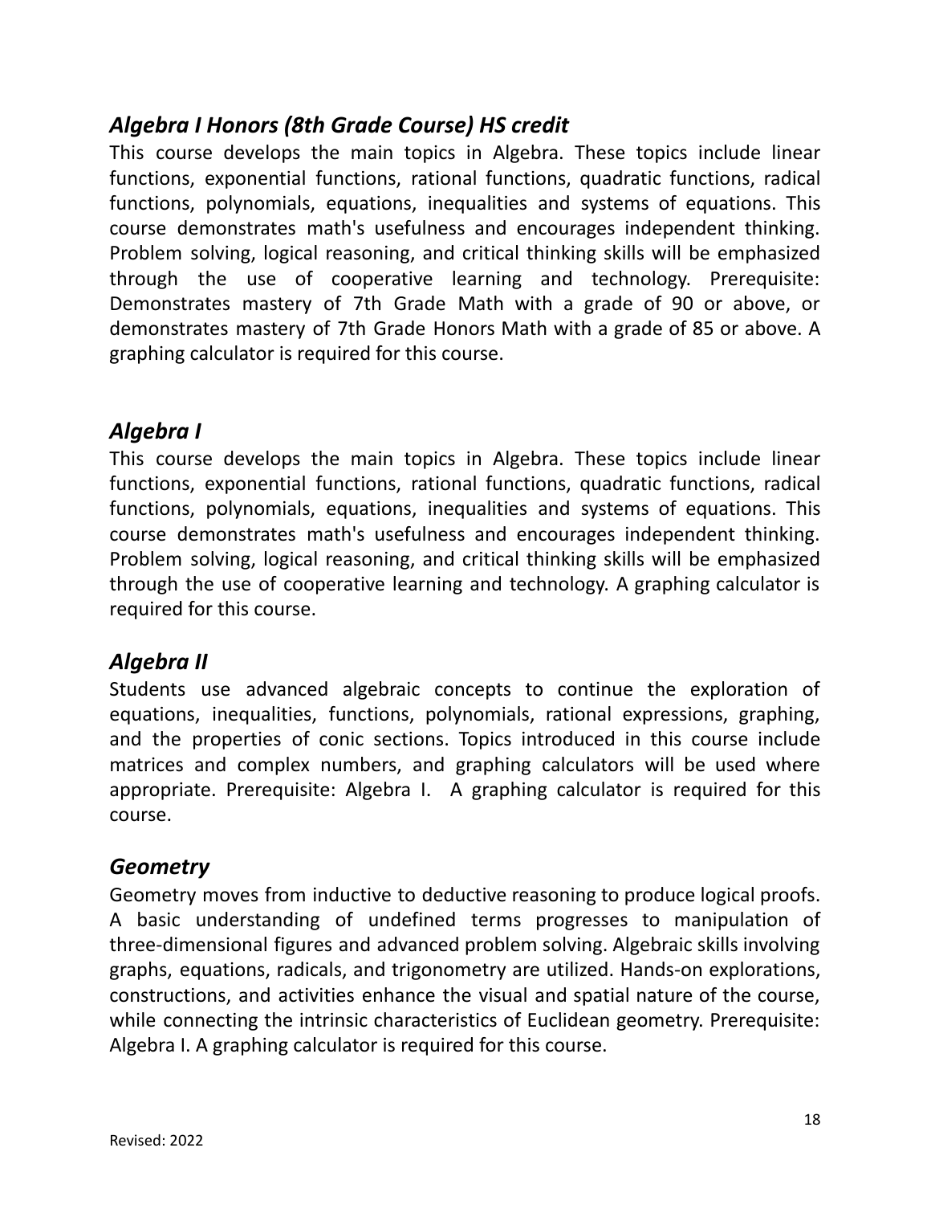### *Algebra I Honors (8th Grade Course) HS credit*

This course develops the main topics in Algebra. These topics include linear functions, exponential functions, rational functions, quadratic functions, radical functions, polynomials, equations, inequalities and systems of equations. This course demonstrates math's usefulness and encourages independent thinking. Problem solving, logical reasoning, and critical thinking skills will be emphasized through the use of cooperative learning and technology. Prerequisite: Demonstrates mastery of 7th Grade Math with a grade of 90 or above, or demonstrates mastery of 7th Grade Honors Math with a grade of 85 or above. A graphing calculator is required for this course.

### *Algebra I*

This course develops the main topics in Algebra. These topics include linear functions, exponential functions, rational functions, quadratic functions, radical functions, polynomials, equations, inequalities and systems of equations. This course demonstrates math's usefulness and encourages independent thinking. Problem solving, logical reasoning, and critical thinking skills will be emphasized through the use of cooperative learning and technology. A graphing calculator is required for this course.

### *Algebra II*

Students use advanced algebraic concepts to continue the exploration of equations, inequalities, functions, polynomials, rational expressions, graphing, and the properties of conic sections. Topics introduced in this course include matrices and complex numbers, and graphing calculators will be used where appropriate. Prerequisite: Algebra I. A graphing calculator is required for this course.

### *Geometry*

Geometry moves from inductive to deductive reasoning to produce logical proofs. A basic understanding of undefined terms progresses to manipulation of three-dimensional figures and advanced problem solving. Algebraic skills involving graphs, equations, radicals, and trigonometry are utilized. Hands-on explorations, constructions, and activities enhance the visual and spatial nature of the course, while connecting the intrinsic characteristics of Euclidean geometry. Prerequisite: Algebra I. A graphing calculator is required for this course.

Revised: 2022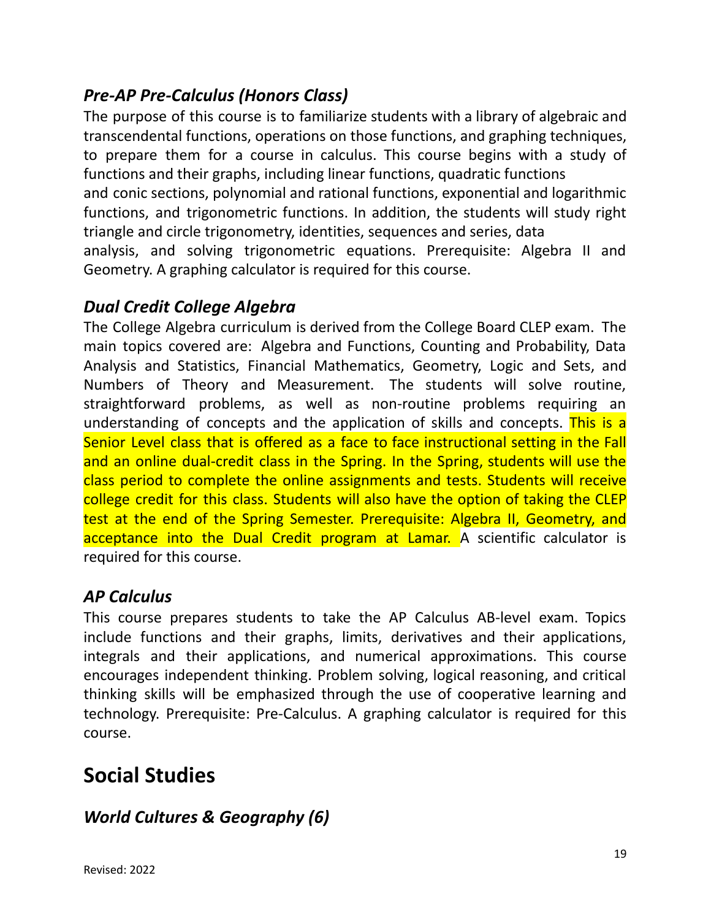### *Pre-AP Pre-Calculus (Honors Class)*

The purpose of this course is to familiarize students with a library of algebraic and transcendental functions, operations on those functions, and graphing techniques, to prepare them for a course in calculus. This course begins with a study of functions and their graphs, including linear functions, quadratic functions and conic sections, polynomial and rational functions, exponential and logarithmic functions, and trigonometric functions. In addition, the students will study right triangle and circle trigonometry, identities, sequences and series, data analysis, and solving trigonometric equations. Prerequisite: Algebra II and Geometry. A graphing calculator is required for this course.

### *Dual Credit College Algebra*

The College Algebra curriculum is derived from the College Board CLEP exam. The main topics covered are: Algebra and Functions, Counting and Probability, Data Analysis and Statistics, Financial Mathematics, Geometry, Logic and Sets, and Numbers of Theory and Measurement. The students will solve routine, straightforward problems, as well as non-routine problems requiring an understanding of concepts and the application of skills and concepts. This is a Senior Level class that is offered as a face to face instructional setting in the Fall and an online dual-credit class in the Spring. In the Spring, students will use the class period to complete the online assignments and tests. Students will receive college credit for this class. Students will also have the option of taking the CLEP test at the end of the Spring Semester. Prerequisite: Algebra II, Geometry, and acceptance into the Dual Credit program at Lamar. A scientific calculator is required for this course.

### *AP Calculus*

This course prepares students to take the AP Calculus AB-level exam. Topics include functions and their graphs, limits, derivatives and their applications, integrals and their applications, and numerical approximations. This course encourages independent thinking. Problem solving, logical reasoning, and critical thinking skills will be emphasized through the use of cooperative learning and technology. Prerequisite: Pre-Calculus. A graphing calculator is required for this course.

## Social Studies

### *World Cultures & Geography (6)*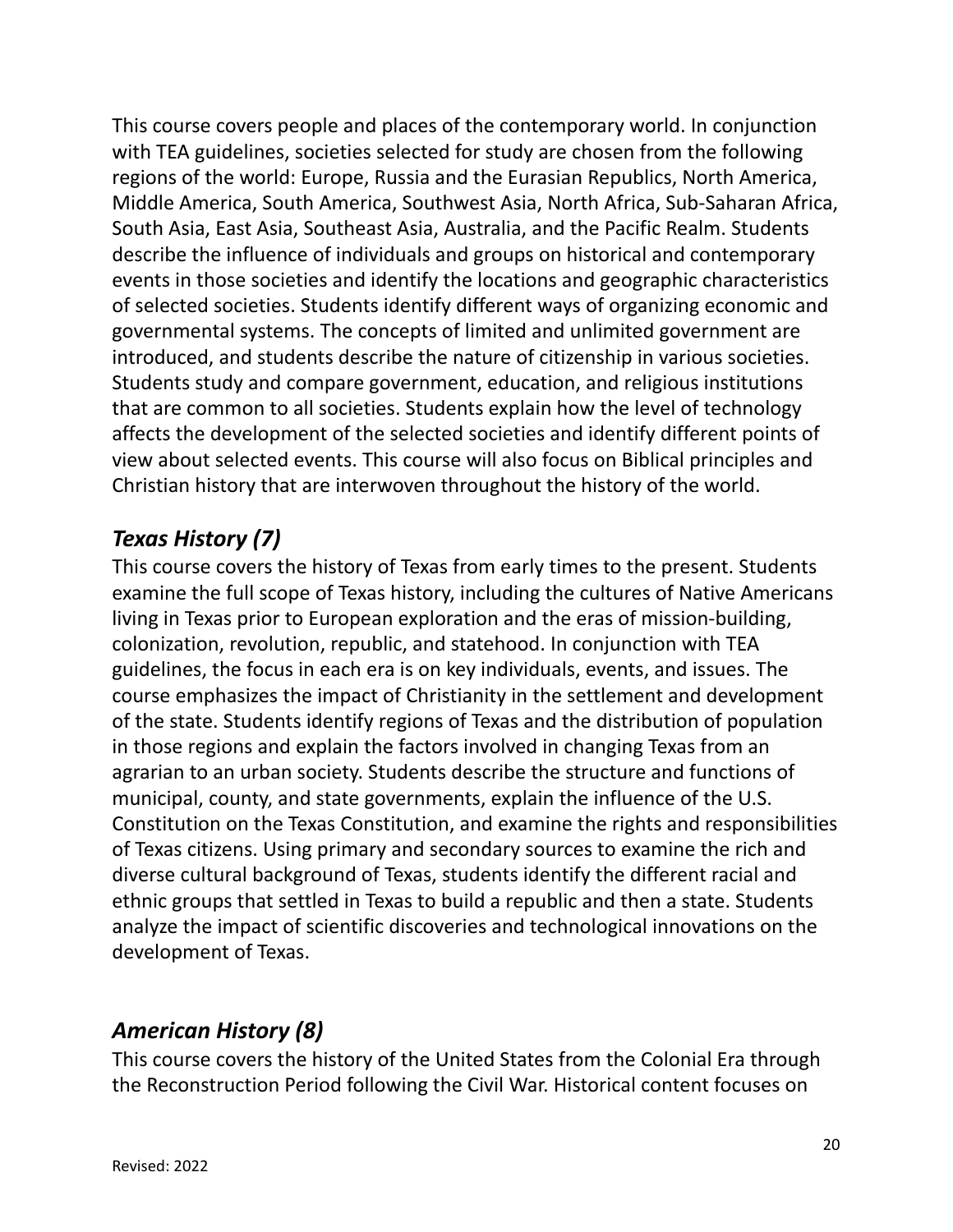This course covers people and places of the contemporary world. In conjunction with TEA guidelines, societies selected for study are chosen from the following regions of the world: Europe, Russia and the Eurasian Republics, North America, Middle America, South America, Southwest Asia, North Africa, Sub-Saharan Africa, South Asia, East Asia, Southeast Asia, Australia, and the Pacific Realm. Students describe the influence of individuals and groups on historical and contemporary events in those societies and identify the locations and geographic characteristics of selected societies. Students identify different ways of organizing economic and governmental systems. The concepts of limited and unlimited government are introduced, and students describe the nature of citizenship in various societies. Students study and compare government, education, and religious institutions that are common to all societies. Students explain how the level of technology affects the development of the selected societies and identify different points of view about selected events. This course will also focus on Biblical principles and Christian history that are interwoven throughout the history of the world.

## *Texas History (7)*

This course covers the history of Texas from early times to the present. Students examine the full scope of Texas history, including the cultures of Native Americans living in Texas prior to European exploration and the eras of mission-building, colonization, revolution, republic, and statehood. In conjunction with TEA guidelines, the focus in each era is on key individuals, events, and issues. The course emphasizes the impact of Christianity in the settlement and development of the state. Students identify regions of Texas and the distribution of population in those regions and explain the factors involved in changing Texas from an agrarian to an urban society. Students describe the structure and functions of municipal, county, and state governments, explain the influence of the U.S. Constitution on the Texas Constitution, and examine the rights and responsibilities of Texas citizens. Using primary and secondary sources to examine the rich and diverse cultural background of Texas, students identify the different racial and ethnic groups that settled in Texas to build a republic and then a state. Students analyze the impact of scientific discoveries and technological innovations on the development of Texas.

## *American History (8)*

This course covers the history of the United States from the Colonial Era through the Reconstruction Period following the Civil War. Historical content focuses on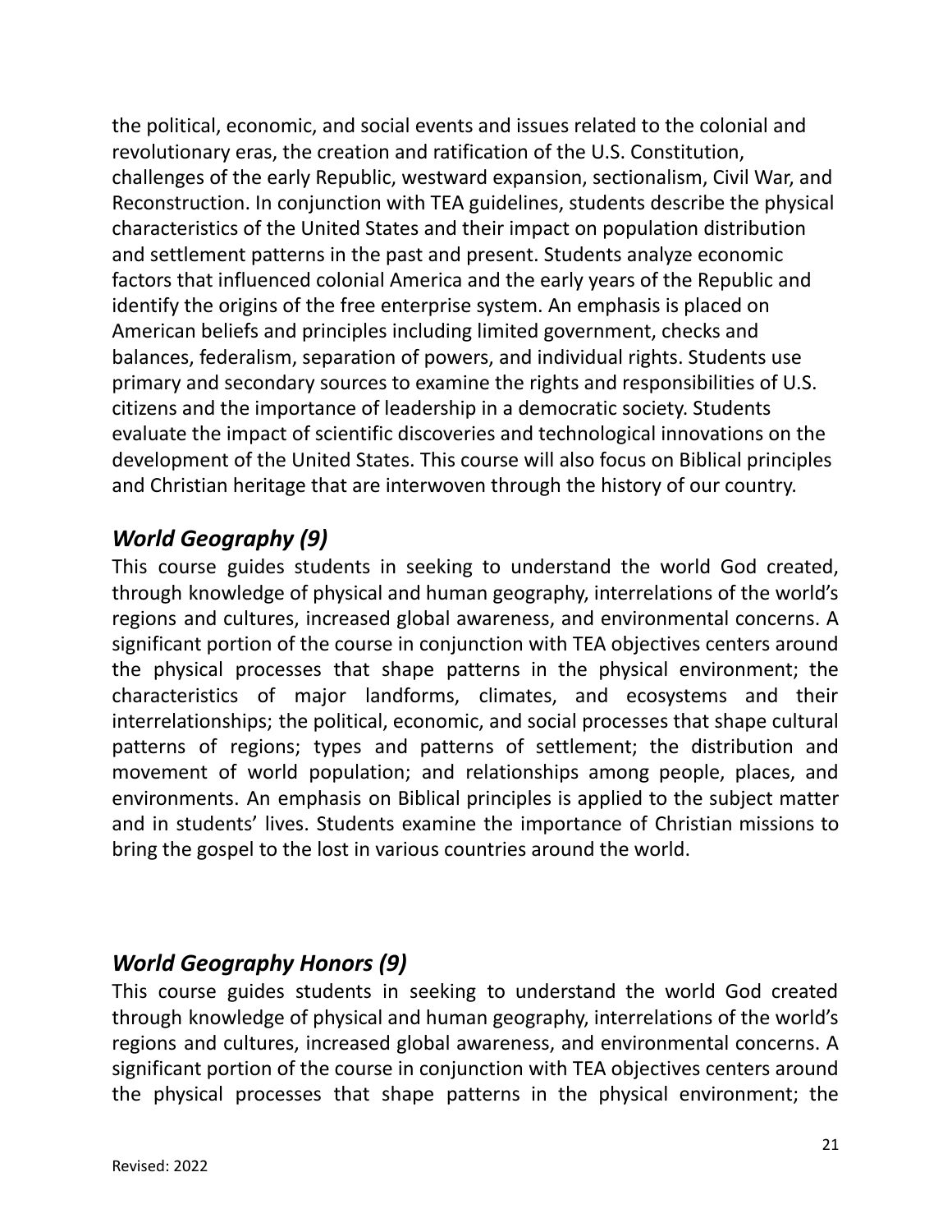the political, economic, and social events and issues related to the colonial and revolutionary eras, the creation and ratification of the U.S. Constitution, challenges of the early Republic, westward expansion, sectionalism, Civil War, and Reconstruction. In conjunction with TEA guidelines, students describe the physical characteristics of the United States and their impact on population distribution and settlement patterns in the past and present. Students analyze economic factors that influenced colonial America and the early years of the Republic and identify the origins of the free enterprise system. An emphasis is placed on American beliefs and principles including limited government, checks and balances, federalism, separation of powers, and individual rights. Students use primary and secondary sources to examine the rights and responsibilities of U.S. citizens and the importance of leadership in a democratic society. Students evaluate the impact of scientific discoveries and technological innovations on the development of the United States. This course will also focus on Biblical principles and Christian heritage that are interwoven through the history of our country.

### *World Geography (9)*

This course guides students in seeking to understand the world God created, through knowledge of physical and human geography, interrelations of the world's regions and cultures, increased global awareness, and environmental concerns. A significant portion of the course in conjunction with TEA objectives centers around the physical processes that shape patterns in the physical environment; the characteristics of major landforms, climates, and ecosystems and their interrelationships; the political, economic, and social processes that shape cultural patterns of regions; types and patterns of settlement; the distribution and movement of world population; and relationships among people, places, and environments. An emphasis on Biblical principles is applied to the subject matter and in students' lives. Students examine the importance of Christian missions to bring the gospel to the lost in various countries around the world.

### *World Geography Honors (9)*

This course guides students in seeking to understand the world God created through knowledge of physical and human geography, interrelations of the world's regions and cultures, increased global awareness, and environmental concerns. A significant portion of the course in conjunction with TEA objectives centers around the physical processes that shape patterns in the physical environment; the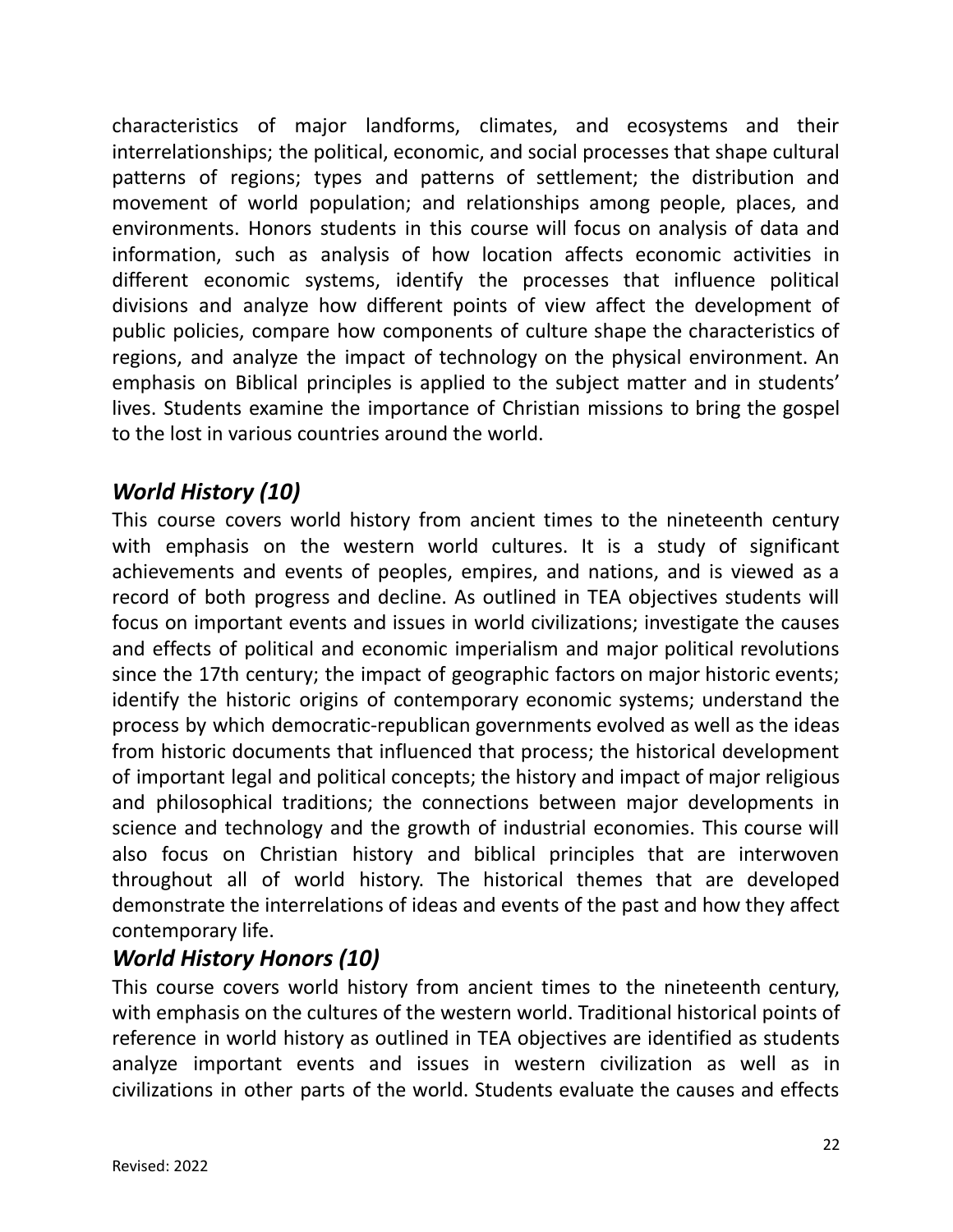characteristics of major landforms, climates, and ecosystems and their interrelationships; the political, economic, and social processes that shape cultural patterns of regions; types and patterns of settlement; the distribution and movement of world population; and relationships among people, places, and environments. Honors students in this course will focus on analysis of data and information, such as analysis of how location affects economic activities in different economic systems, identify the processes that influence political divisions and analyze how different points of view affect the development of public policies, compare how components of culture shape the characteristics of regions, and analyze the impact of technology on the physical environment. An emphasis on Biblical principles is applied to the subject matter and in students' lives. Students examine the importance of Christian missions to bring the gospel to the lost in various countries around the world.

### *World History (10)*

This course covers world history from ancient times to the nineteenth century with emphasis on the western world cultures. It is a study of significant achievements and events of peoples, empires, and nations, and is viewed as a record of both progress and decline. As outlined in TEA objectives students will focus on important events and issues in world civilizations; investigate the causes and effects of political and economic imperialism and major political revolutions since the 17th century; the impact of geographic factors on major historic events; identify the historic origins of contemporary economic systems; understand the process by which democratic-republican governments evolved as well as the ideas from historic documents that influenced that process; the historical development of important legal and political concepts; the history and impact of major religious and philosophical traditions; the connections between major developments in science and technology and the growth of industrial economies. This course will also focus on Christian history and biblical principles that are interwoven throughout all of world history. The historical themes that are developed demonstrate the interrelations of ideas and events of the past and how they affect contemporary life.

### *World History Honors (10)*

This course covers world history from ancient times to the nineteenth century, with emphasis on the cultures of the western world. Traditional historical points of reference in world history as outlined in TEA objectives are identified as students analyze important events and issues in western civilization as well as in civilizations in other parts of the world. Students evaluate the causes and effects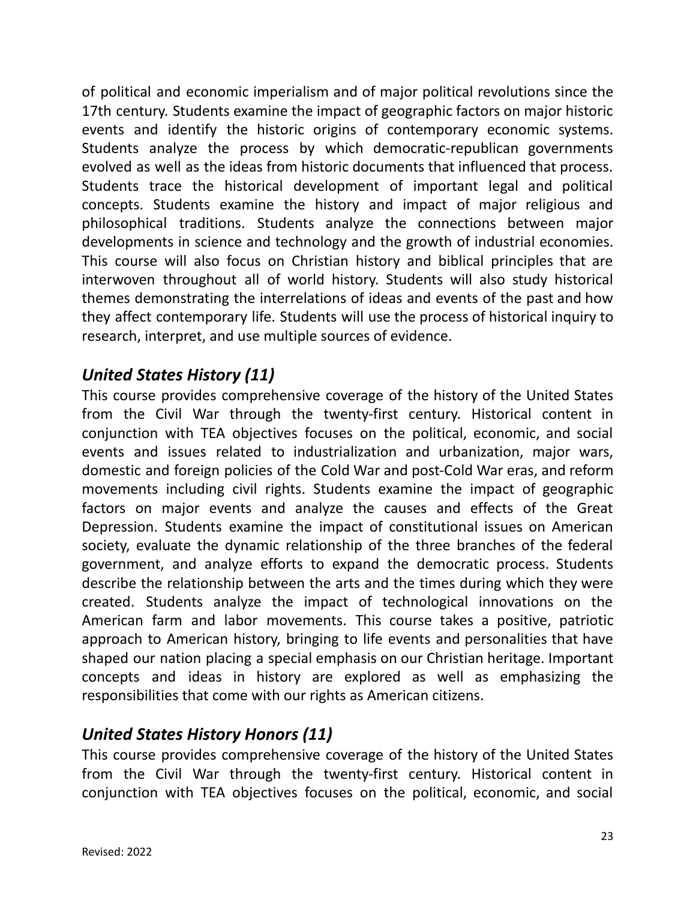of political and economic imperialism and of major political revolutions since the 17th century. Students examine the impact of geographic factors on major historic events and identify the historic origins of contemporary economic systems. Students analyze the process by which democratic-republican governments evolved as well as the ideas from historic documents that influenced that process. Students trace the historical development of important legal and political concepts. Students examine the history and impact of major religious and philosophical traditions. Students analyze the connections between major developments in science and technology and the growth of industrial economies. This course will also focus on Christian history and biblical principles that are interwoven throughout all of world history. Students will also study historical themes demonstrating the interrelations of ideas and events of the past and how they affect contemporary life. Students will use the process of historical inquiry to research, interpret, and use multiple sources of evidence.

## *United States History (11)*

This course provides comprehensive coverage of the history of the United States from the Civil War through the twenty-first century. Historical content in conjunction with TEA objectives focuses on the political, economic, and social events and issues related to industrialization and urbanization, major wars, domestic and foreign policies of the Cold War and post-Cold War eras, and reform movements including civil rights. Students examine the impact of geographic factors on major events and analyze the causes and effects of the Great Depression. Students examine the impact of constitutional issues on American society, evaluate the dynamic relationship of the three branches of the federal government, and analyze efforts to expand the democratic process. Students describe the relationship between the arts and the times during which they were created. Students analyze the impact of technological innovations on the American farm and labor movements. This course takes a positive, patriotic approach to American history, bringing to life events and personalities that have shaped our nation placing a special emphasis on our Christian heritage. Important concepts and ideas in history are explored as well as emphasizing the responsibilities that come with our rights as American citizens.

## *United States History Honors (11)*

This course provides comprehensive coverage of the history of the United States from the Civil War through the twenty-first century. Historical content in conjunction with TEA objectives focuses on the political, economic, and social

Revised: 2022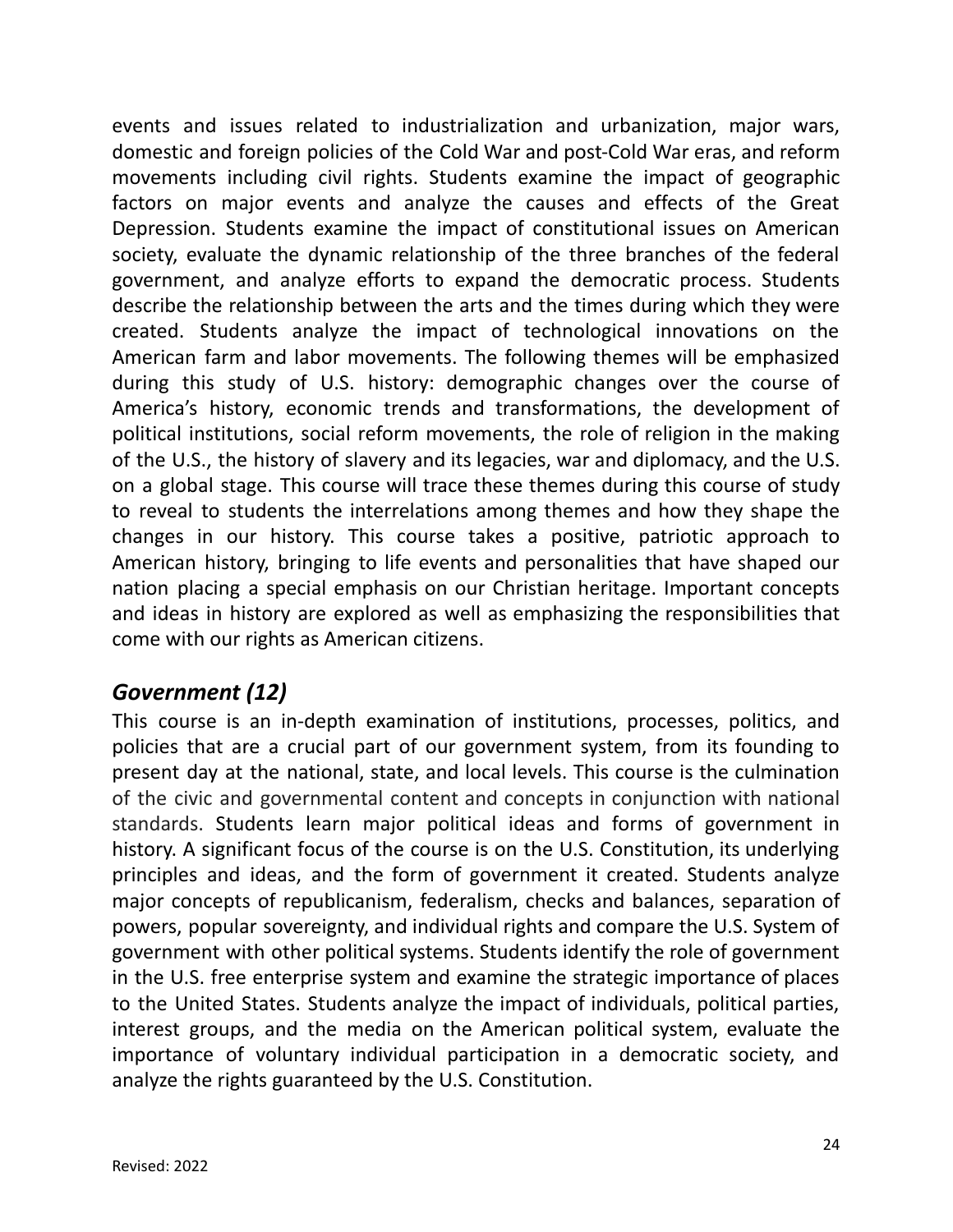events and issues related to industrialization and urbanization, major wars, domestic and foreign policies of the Cold War and post-Cold War eras, and reform movements including civil rights. Students examine the impact of geographic factors on major events and analyze the causes and effects of the Great Depression. Students examine the impact of constitutional issues on American society, evaluate the dynamic relationship of the three branches of the federal government, and analyze efforts to expand the democratic process. Students describe the relationship between the arts and the times during which they were created. Students analyze the impact of technological innovations on the American farm and labor movements. The following themes will be emphasized during this study of U.S. history: demographic changes over the course of America's history, economic trends and transformations, the development of political institutions, social reform movements, the role of religion in the making of the U.S., the history of slavery and its legacies, war and diplomacy, and the U.S. on a global stage. This course will trace these themes during this course of study to reveal to students the interrelations among themes and how they shape the changes in our history. This course takes a positive, patriotic approach to American history, bringing to life events and personalities that have shaped our nation placing a special emphasis on our Christian heritage. Important concepts and ideas in history are explored as well as emphasizing the responsibilities that come with our rights as American citizens.

## *Government (12)*

This course is an in-depth examination of institutions, processes, politics, and policies that are a crucial part of our government system, from its founding to present day at the national, state, and local levels. This course is the culmination of the civic and governmental content and concepts in conjunction with national standards. Students learn major political ideas and forms of government in history. A significant focus of the course is on the U.S. Constitution, its underlying principles and ideas, and the form of government it created. Students analyze major concepts of republicanism, federalism, checks and balances, separation of powers, popular sovereignty, and individual rights and compare the U.S. System of government with other political systems. Students identify the role of government in the U.S. free enterprise system and examine the strategic importance of places to the United States. Students analyze the impact of individuals, political parties, interest groups, and the media on the American political system, evaluate the importance of voluntary individual participation in a democratic society, and analyze the rights guaranteed by the U.S. Constitution.

Revised: 2022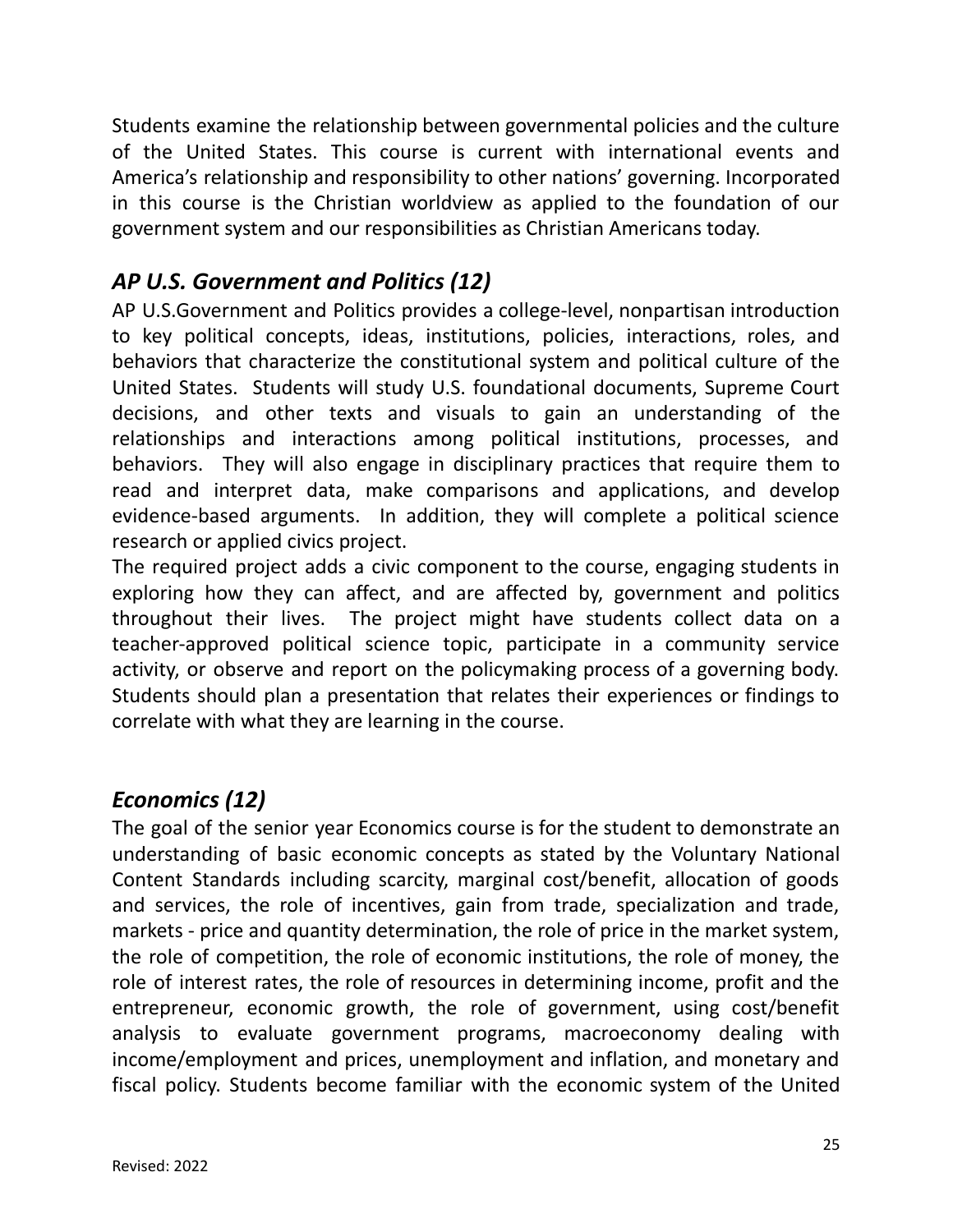Students examine the relationship between governmental policies and the culture of the United States. This course is current with international events and America's relationship and responsibility to other nations' governing. Incorporated in this course is the Christian worldview as applied to the foundation of our government system and our responsibilities as Christian Americans today.

## *AP U.S. Government and Politics (12)*

AP U.S.Government and Politics provides a college-level, nonpartisan introduction to key political concepts, ideas, institutions, policies, interactions, roles, and behaviors that characterize the constitutional system and political culture of the United States. Students will study U.S. foundational documents, Supreme Court decisions, and other texts and visuals to gain an understanding of the relationships and interactions among political institutions, processes, and behaviors. They will also engage in disciplinary practices that require them to read and interpret data, make comparisons and applications, and develop evidence-based arguments. In addition, they will complete a political science research or applied civics project.

The required project adds a civic component to the course, engaging students in exploring how they can affect, and are affected by, government and politics throughout their lives. The project might have students collect data on a teacher-approved political science topic, participate in a community service activity, or observe and report on the policymaking process of a governing body. Students should plan a presentation that relates their experiences or findings to correlate with what they are learning in the course.

## *Economics (12)*

The goal of the senior year Economics course is for the student to demonstrate an understanding of basic economic concepts as stated by the Voluntary National Content Standards including scarcity, marginal cost/benefit, allocation of goods and services, the role of incentives, gain from trade, specialization and trade, markets - price and quantity determination, the role of price in the market system, the role of competition, the role of economic institutions, the role of money, the role of interest rates, the role of resources in determining income, profit and the entrepreneur, economic growth, the role of government, using cost/benefit analysis to evaluate government programs, macroeconomy dealing with income/employment and prices, unemployment and inflation, and monetary and fiscal policy. Students become familiar with the economic system of the United

Revised: 2022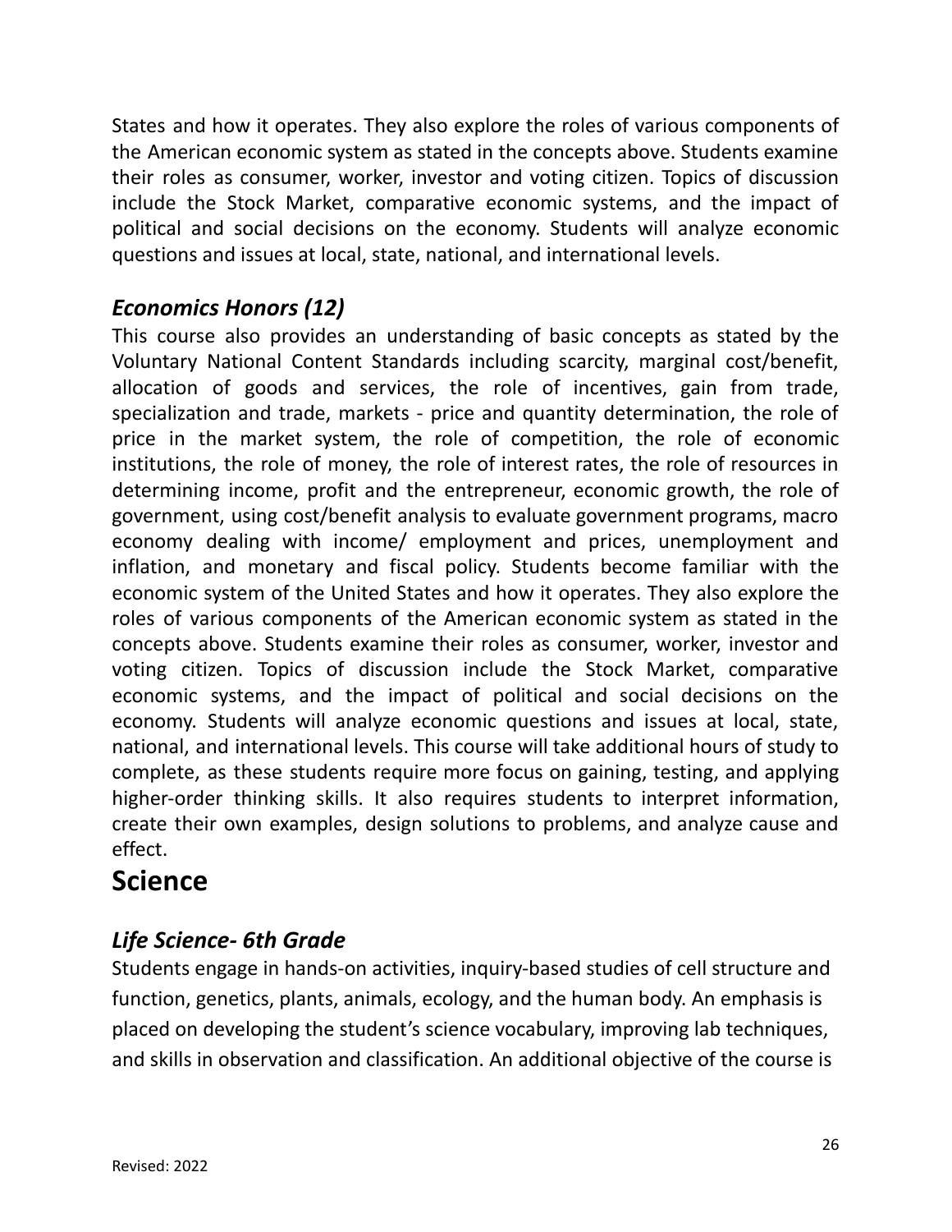States and how it operates. They also explore the roles of various components of the American economic system as stated in the concepts above. Students examine their roles as consumer, worker, investor and voting citizen. Topics of discussion include the Stock Market, comparative economic systems, and the impact of political and social decisions on the economy. Students will analyze economic questions and issues at local, state, national, and international levels.

### *Economics Honors (12)*

This course also provides an understanding of basic concepts as stated by the Voluntary National Content Standards including scarcity, marginal cost/benefit, allocation of goods and services, the role of incentives, gain from trade, specialization and trade, markets - price and quantity determination, the role of price in the market system, the role of competition, the role of economic institutions, the role of money, the role of interest rates, the role of resources in determining income, profit and the entrepreneur, economic growth, the role of government, using cost/benefit analysis to evaluate government programs, macro economy dealing with income/ employment and prices, unemployment and inflation, and monetary and fiscal policy. Students become familiar with the economic system of the United States and how it operates. They also explore the roles of various components of the American economic system as stated in the concepts above. Students examine their roles as consumer, worker, investor and voting citizen. Topics of discussion include the Stock Market, comparative economic systems, and the impact of political and social decisions on the economy. Students will analyze economic questions and issues at local, state, national, and international levels. This course will take additional hours of study to complete, as these students require more focus on gaining, testing, and applying higher-order thinking skills. It also requires students to interpret information, create their own examples, design solutions to problems, and analyze cause and effect.

## Science

### *Life Science- 6th Grade*

Students engage in hands-on activities, inquiry-based studies of cell structure and function, genetics, plants, animals, ecology, and the human body. An emphasis is placed on developing the student's science vocabulary, improving lab techniques, and skills in observation and classification. An additional objective of the course is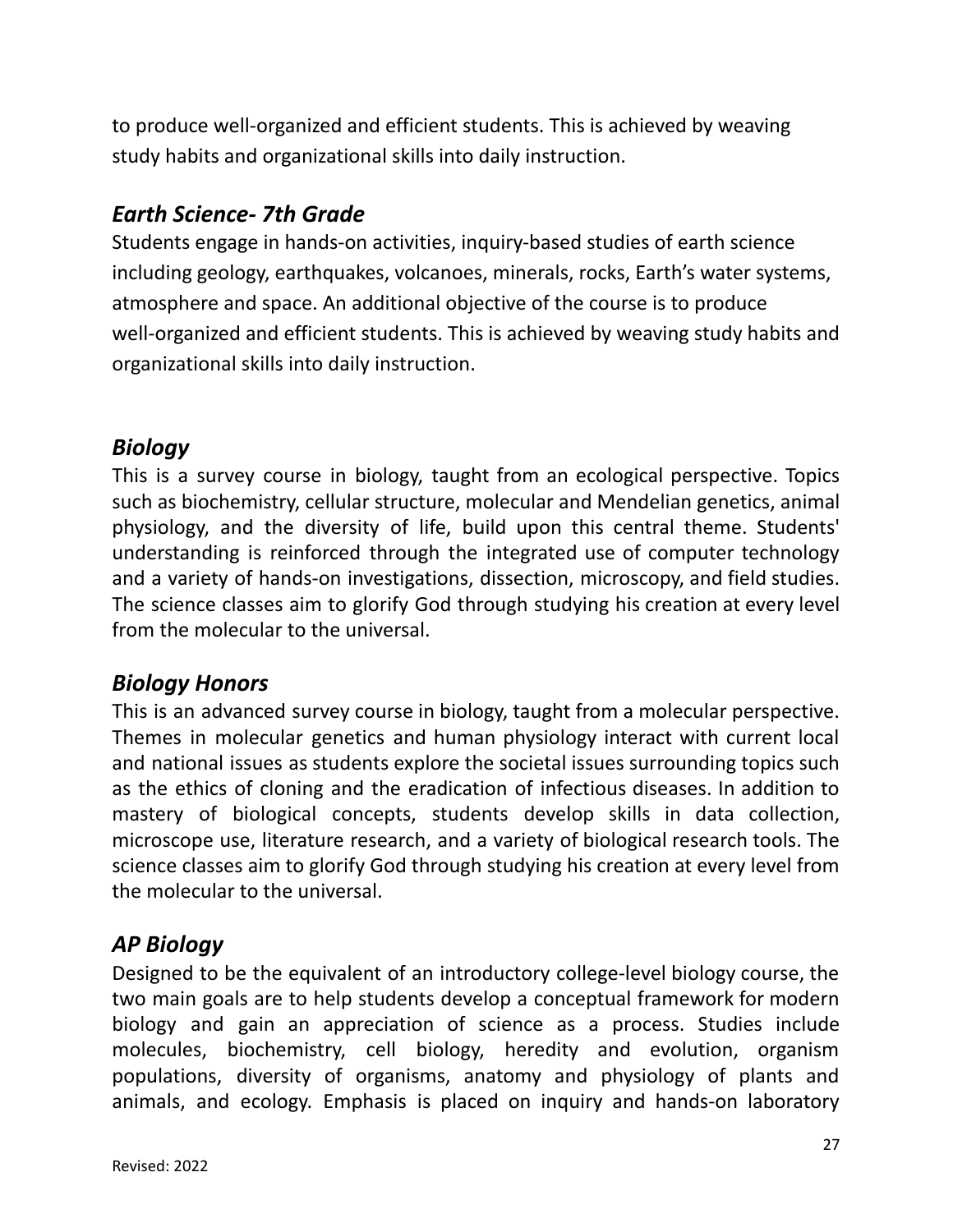to produce well-organized and efficient students. This is achieved by weaving study habits and organizational skills into daily instruction.

### *Earth Science- 7th Grade*

Students engage in hands-on activities, inquiry-based studies of earth science including geology, earthquakes, volcanoes, minerals, rocks, Earth's water systems, atmosphere and space. An additional objective of the course is to produce well-organized and efficient students. This is achieved by weaving study habits and organizational skills into daily instruction.

### *Biology*

This is a survey course in biology, taught from an ecological perspective. Topics such as biochemistry, cellular structure, molecular and Mendelian genetics, animal physiology, and the diversity of life, build upon this central theme. Students' understanding is reinforced through the integrated use of computer technology and a variety of hands-on investigations, dissection, microscopy, and field studies. The science classes aim to glorify God through studying his creation at every level from the molecular to the universal.

### *Biology Honors*

This is an advanced survey course in biology, taught from a molecular perspective. Themes in molecular genetics and human physiology interact with current local and national issues as students explore the societal issues surrounding topics such as the ethics of cloning and the eradication of infectious diseases. In addition to mastery of biological concepts, students develop skills in data collection, microscope use, literature research, and a variety of biological research tools. The science classes aim to glorify God through studying his creation at every level from the molecular to the universal.

### *AP Biology*

Designed to be the equivalent of an introductory college-level biology course, the two main goals are to help students develop a conceptual framework for modern biology and gain an appreciation of science as a process. Studies include molecules, biochemistry, cell biology, heredity and evolution, organism populations, diversity of organisms, anatomy and physiology of plants and animals, and ecology. Emphasis is placed on inquiry and hands-on laboratory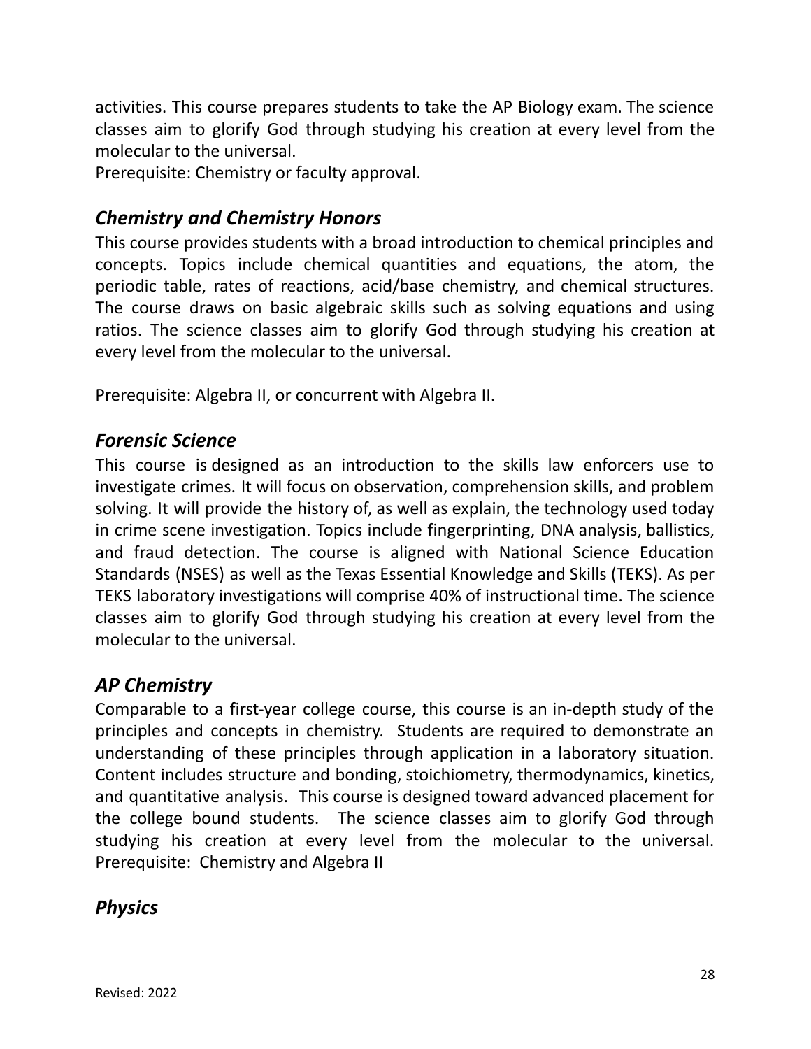activities. This course prepares students to take the AP Biology exam. The science classes aim to glorify God through studying his creation at every level from the molecular to the universal.
Prerequisite: Chemistry or faculty approval.

### *Chemistry and Chemistry Honors*

This course provides students with a broad introduction to chemical principles and concepts. Topics include chemical quantities and equations, the atom, the periodic table, rates of reactions, acid/base chemistry, and chemical structures. The course draws on basic algebraic skills such as solving equations and using ratios. The science classes aim to glorify God through studying his creation at every level from the molecular to the universal.

Prerequisite: Algebra II, or concurrent with Algebra II.

### *Forensic Science*

This course is designed as an introduction to the skills law enforcers use to investigate crimes. It will focus on observation, comprehension skills, and problem solving. It will provide the history of, as well as explain, the technology used today in crime scene investigation. Topics include fingerprinting, DNA analysis, ballistics, and fraud detection. The course is aligned with National Science Education Standards (NSES) as well as the Texas Essential Knowledge and Skills (TEKS). As per TEKS laboratory investigations will comprise 40% of instructional time. The science classes aim to glorify God through studying his creation at every level from the molecular to the universal.

### *AP Chemistry*

Comparable to a first-year college course, this course is an in-depth study of the principles and concepts in chemistry. Students are required to demonstrate an understanding of these principles through application in a laboratory situation. Content includes structure and bonding, stoichiometry, thermodynamics, kinetics, and quantitative analysis. This course is designed toward advanced placement for the college bound students. The science classes aim to glorify God through studying his creation at every level from the molecular to the universal.
Prerequisite: Chemistry and Algebra II

### *Physics*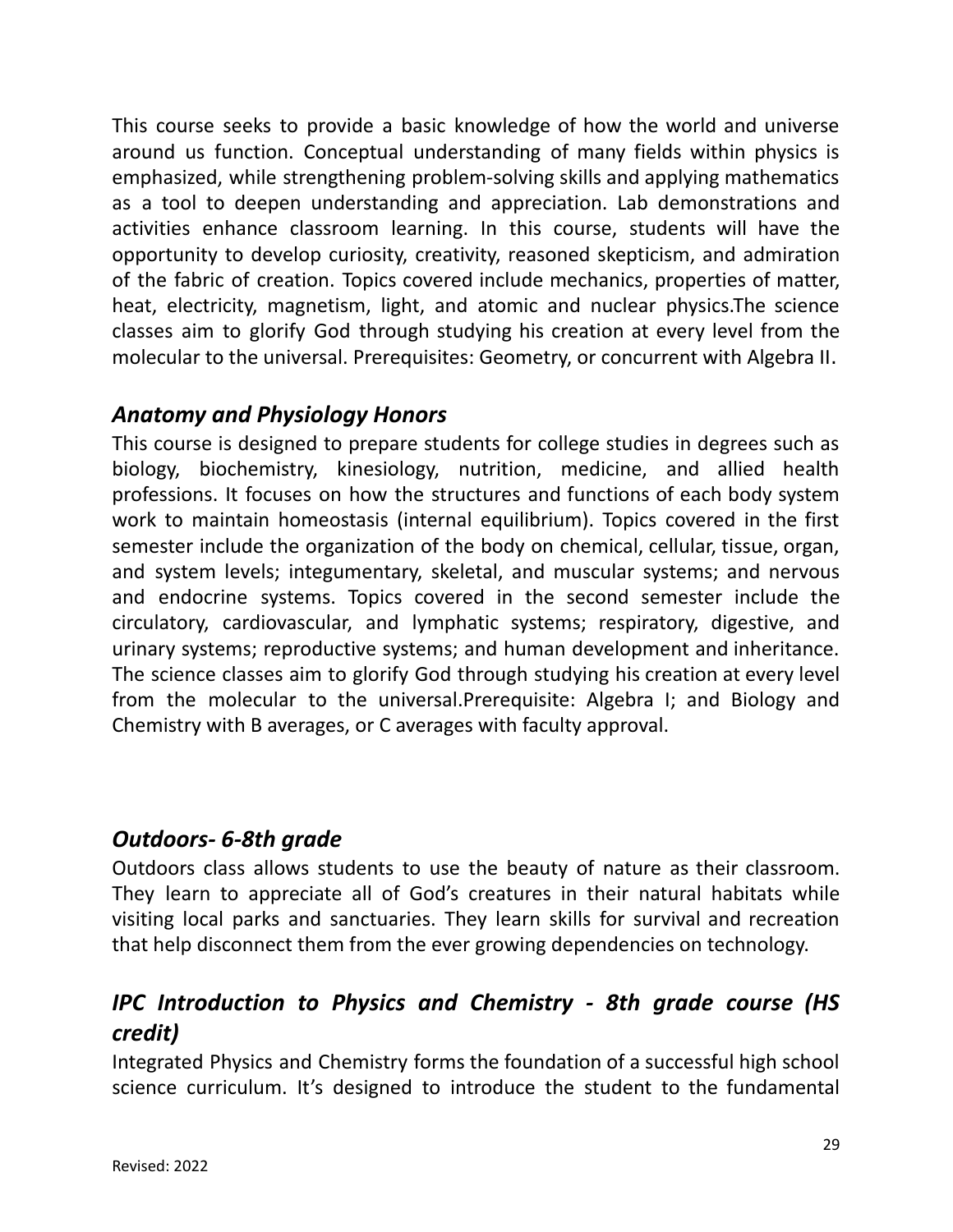This course seeks to provide a basic knowledge of how the world and universe around us function. Conceptual understanding of many fields within physics is emphasized, while strengthening problem-solving skills and applying mathematics as a tool to deepen understanding and appreciation. Lab demonstrations and activities enhance classroom learning. In this course, students will have the opportunity to develop curiosity, creativity, reasoned skepticism, and admiration of the fabric of creation. Topics covered include mechanics, properties of matter, heat, electricity, magnetism, light, and atomic and nuclear physics.The science classes aim to glorify God through studying his creation at every level from the molecular to the universal. Prerequisites: Geometry, or concurrent with Algebra II.

### *Anatomy and Physiology Honors*

This course is designed to prepare students for college studies in degrees such as biology, biochemistry, kinesiology, nutrition, medicine, and allied health professions. It focuses on how the structures and functions of each body system work to maintain homeostasis (internal equilibrium). Topics covered in the first semester include the organization of the body on chemical, cellular, tissue, organ, and system levels; integumentary, skeletal, and muscular systems; and nervous and endocrine systems. Topics covered in the second semester include the circulatory, cardiovascular, and lymphatic systems; respiratory, digestive, and urinary systems; reproductive systems; and human development and inheritance. The science classes aim to glorify God through studying his creation at every level from the molecular to the universal.Prerequisite: Algebra I; and Biology and Chemistry with B averages, or C averages with faculty approval.

### *Outdoors- 6-8th grade*

Outdoors class allows students to use the beauty of nature as their classroom. They learn to appreciate all of God's creatures in their natural habitats while visiting local parks and sanctuaries. They learn skills for survival and recreation that help disconnect them from the ever growing dependencies on technology.

### *IPC Introduction to Physics and Chemistry - 8th grade course (HS credit)*

Integrated Physics and Chemistry forms the foundation of a successful high school science curriculum. It's designed to introduce the student to the fundamental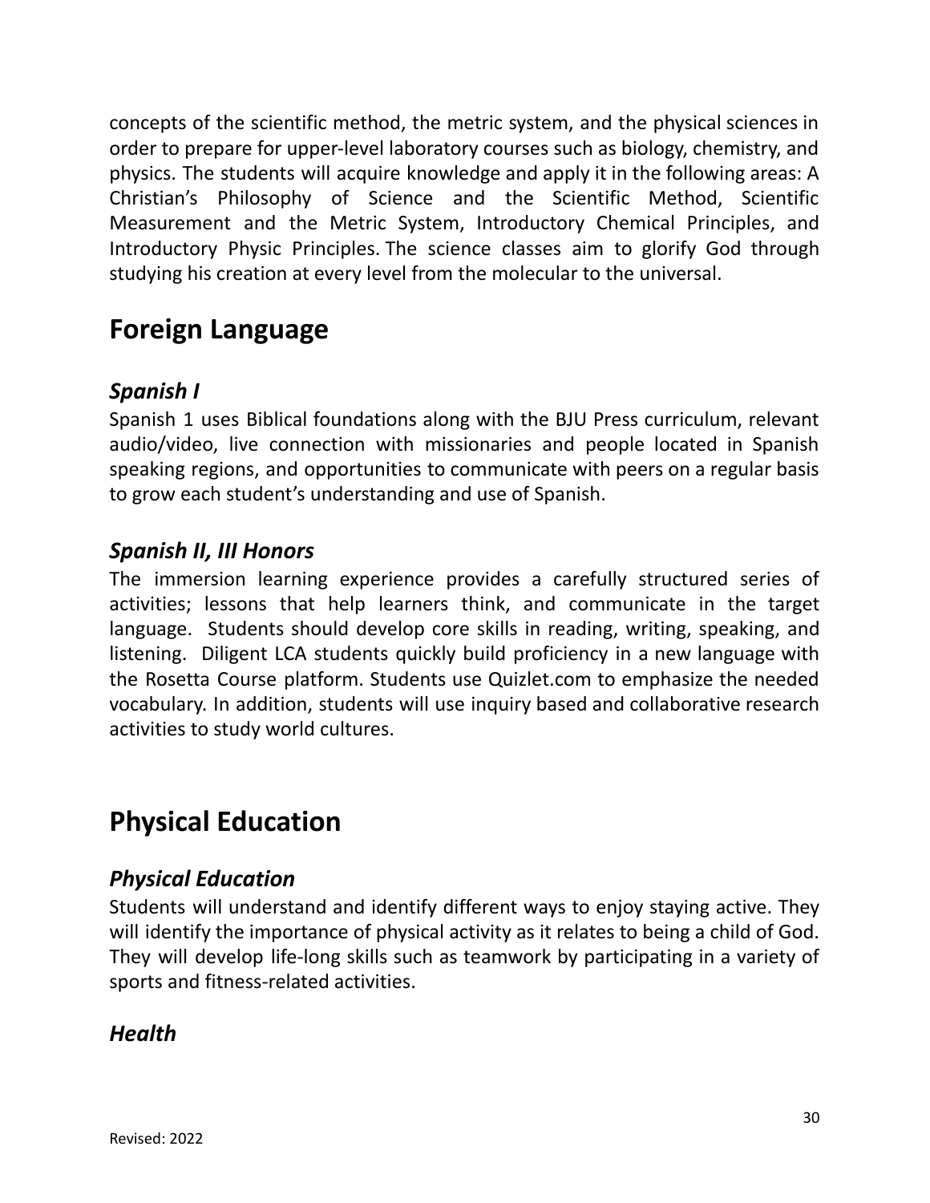concepts of the scientific method, the metric system, and the physical sciences in order to prepare for upper-level laboratory courses such as biology, chemistry, and physics. The students will acquire knowledge and apply it in the following areas: A Christian's Philosophy of Science and the Scientific Method, Scientific Measurement and the Metric System, Introductory Chemical Principles, and Introductory Physic Principles. The science classes aim to glorify God through studying his creation at every level from the molecular to the universal.

## Foreign Language

### *Spanish I*

Spanish 1 uses Biblical foundations along with the BJU Press curriculum, relevant audio/video, live connection with missionaries and people located in Spanish speaking regions, and opportunities to communicate with peers on a regular basis to grow each student's understanding and use of Spanish.

### *Spanish II, III Honors*

The immersion learning experience provides a carefully structured series of activities; lessons that help learners think, and communicate in the target language. Students should develop core skills in reading, writing, speaking, and listening. Diligent LCA students quickly build proficiency in a new language with the Rosetta Course platform. Students use Quizlet.com to emphasize the needed vocabulary. In addition, students will use inquiry based and collaborative research activities to study world cultures.

## Physical Education

### *Physical Education*

Students will understand and identify different ways to enjoy staying active. They will identify the importance of physical activity as it relates to being a child of God. They will develop life-long skills such as teamwork by participating in a variety of sports and fitness-related activities.

### *Health*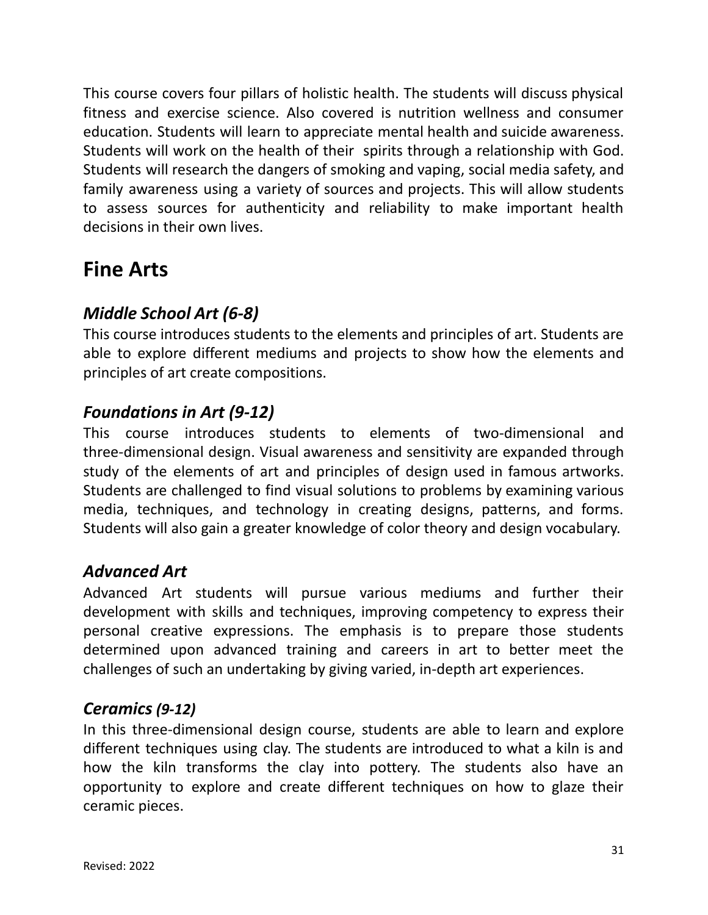This course covers four pillars of holistic health. The students will discuss physical fitness and exercise science. Also covered is nutrition wellness and consumer education. Students will learn to appreciate mental health and suicide awareness. Students will work on the health of their spirits through a relationship with God. Students will research the dangers of smoking and vaping, social media safety, and family awareness using a variety of sources and projects. This will allow students to assess sources for authenticity and reliability to make important health decisions in their own lives.

# Fine Arts

## *Middle School Art (6-8)*

This course introduces students to the elements and principles of art. Students are able to explore different mediums and projects to show how the elements and principles of art create compositions.

## *Foundations in Art (9-12)*

This course introduces students to elements of two-dimensional and three-dimensional design. Visual awareness and sensitivity are expanded through study of the elements of art and principles of design used in famous artworks. Students are challenged to find visual solutions to problems by examining various media, techniques, and technology in creating designs, patterns, and forms. Students will also gain a greater knowledge of color theory and design vocabulary.

## *Advanced Art*

Advanced Art students will pursue various mediums and further their development with skills and techniques, improving competency to express their personal creative expressions. The emphasis is to prepare those students determined upon advanced training and careers in art to better meet the challenges of such an undertaking by giving varied, in-depth art experiences.

## *Ceramics (9-12)*

In this three-dimensional design course, students are able to learn and explore different techniques using clay. The students are introduced to what a kiln is and how the kiln transforms the clay into pottery. The students also have an opportunity to explore and create different techniques on how to glaze their ceramic pieces.

Revised: 2022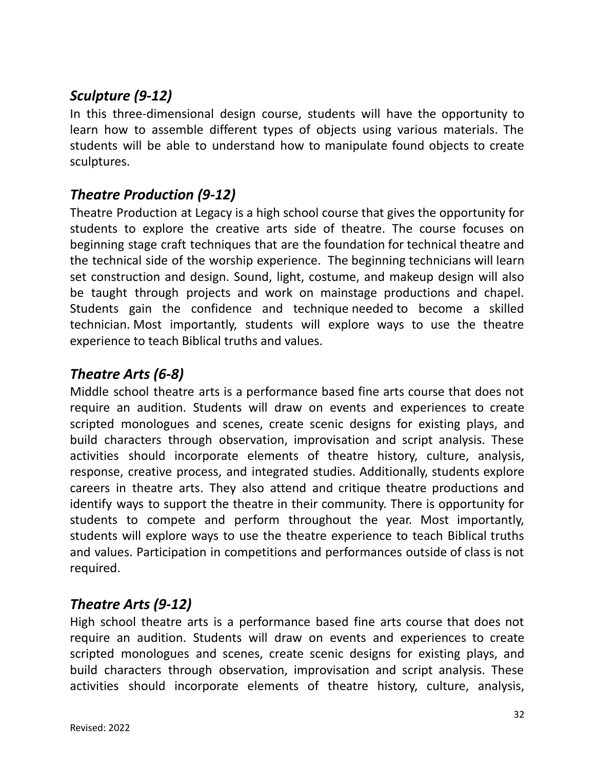### *Sculpture (9-12)*

In this three-dimensional design course, students will have the opportunity to learn how to assemble different types of objects using various materials. The students will be able to understand how to manipulate found objects to create sculptures.

### *Theatre Production (9-12)*

Theatre Production at Legacy is a high school course that gives the opportunity for students to explore the creative arts side of theatre. The course focuses on beginning stage craft techniques that are the foundation for technical theatre and the technical side of the worship experience. The beginning technicians will learn set construction and design. Sound, light, costume, and makeup design will also be taught through projects and work on mainstage productions and chapel. Students gain the confidence and technique needed to become a skilled technician. Most importantly, students will explore ways to use the theatre experience to teach Biblical truths and values.

### *Theatre Arts (6-8)*

Middle school theatre arts is a performance based fine arts course that does not require an audition. Students will draw on events and experiences to create scripted monologues and scenes, create scenic designs for existing plays, and build characters through observation, improvisation and script analysis. These activities should incorporate elements of theatre history, culture, analysis, response, creative process, and integrated studies. Additionally, students explore careers in theatre arts. They also attend and critique theatre productions and identify ways to support the theatre in their community. There is opportunity for students to compete and perform throughout the year. Most importantly, students will explore ways to use the theatre experience to teach Biblical truths and values. Participation in competitions and performances outside of class is not required.

### *Theatre Arts (9-12)*

High school theatre arts is a performance based fine arts course that does not require an audition. Students will draw on events and experiences to create scripted monologues and scenes, create scenic designs for existing plays, and build characters through observation, improvisation and script analysis. These activities should incorporate elements of theatre history, culture, analysis,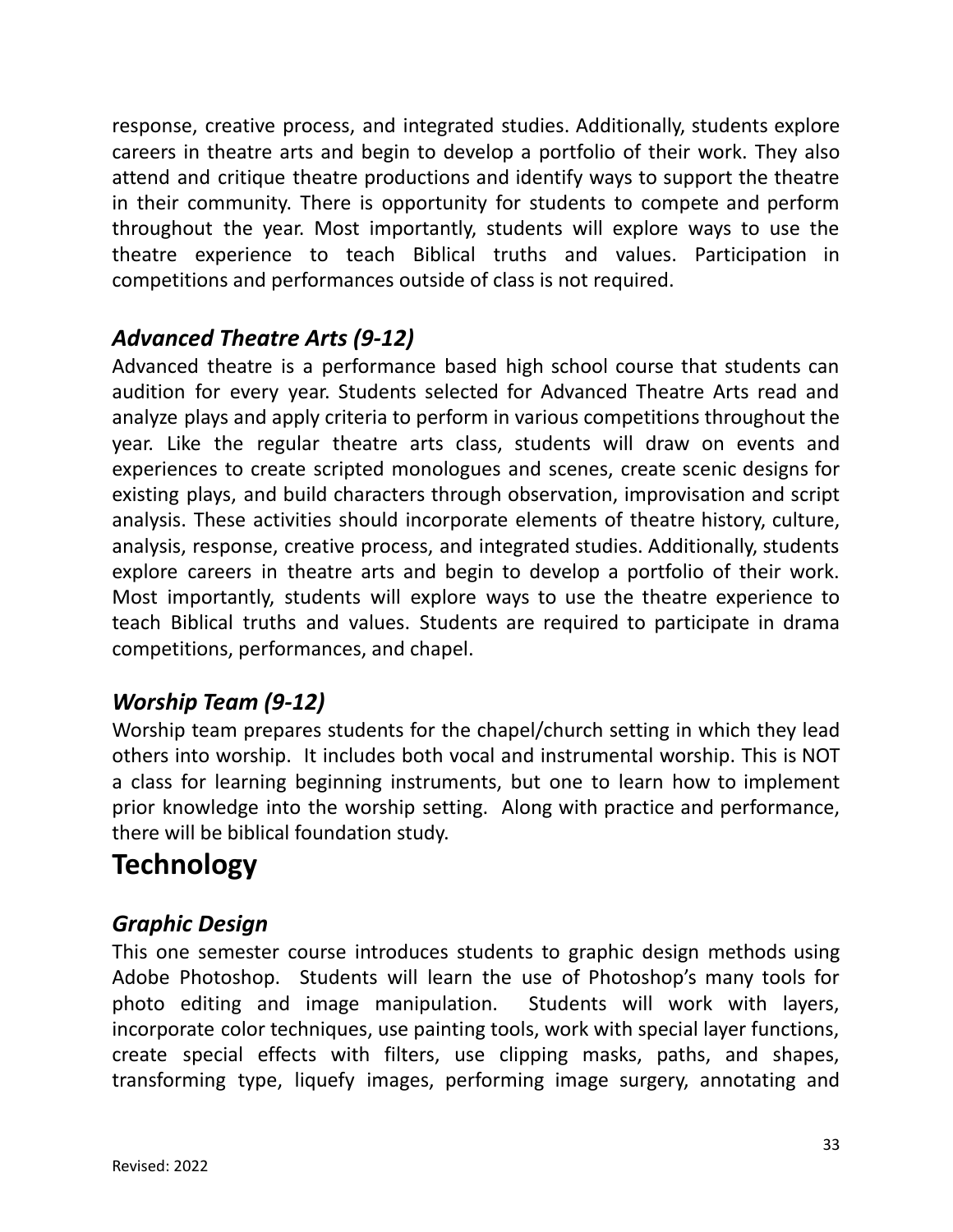response, creative process, and integrated studies. Additionally, students explore careers in theatre arts and begin to develop a portfolio of their work. They also attend and critique theatre productions and identify ways to support the theatre in their community. There is opportunity for students to compete and perform throughout the year. Most importantly, students will explore ways to use the theatre experience to teach Biblical truths and values. Participation in competitions and performances outside of class is not required.

### *Advanced Theatre Arts (9-12)*

Advanced theatre is a performance based high school course that students can audition for every year. Students selected for Advanced Theatre Arts read and analyze plays and apply criteria to perform in various competitions throughout the year. Like the regular theatre arts class, students will draw on events and experiences to create scripted monologues and scenes, create scenic designs for existing plays, and build characters through observation, improvisation and script analysis. These activities should incorporate elements of theatre history, culture, analysis, response, creative process, and integrated studies. Additionally, students explore careers in theatre arts and begin to develop a portfolio of their work. Most importantly, students will explore ways to use the theatre experience to teach Biblical truths and values. Students are required to participate in drama competitions, performances, and chapel.

### *Worship Team (9-12)*

Worship team prepares students for the chapel/church setting in which they lead others into worship. It includes both vocal and instrumental worship. This is NOT a class for learning beginning instruments, but one to learn how to implement prior knowledge into the worship setting. Along with practice and performance, there will be biblical foundation study.

## Technology

### *Graphic Design*

This one semester course introduces students to graphic design methods using Adobe Photoshop. Students will learn the use of Photoshop's many tools for photo editing and image manipulation. Students will work with layers, incorporate color techniques, use painting tools, work with special layer functions, create special effects with filters, use clipping masks, paths, and shapes, transforming type, liquefy images, performing image surgery, annotating and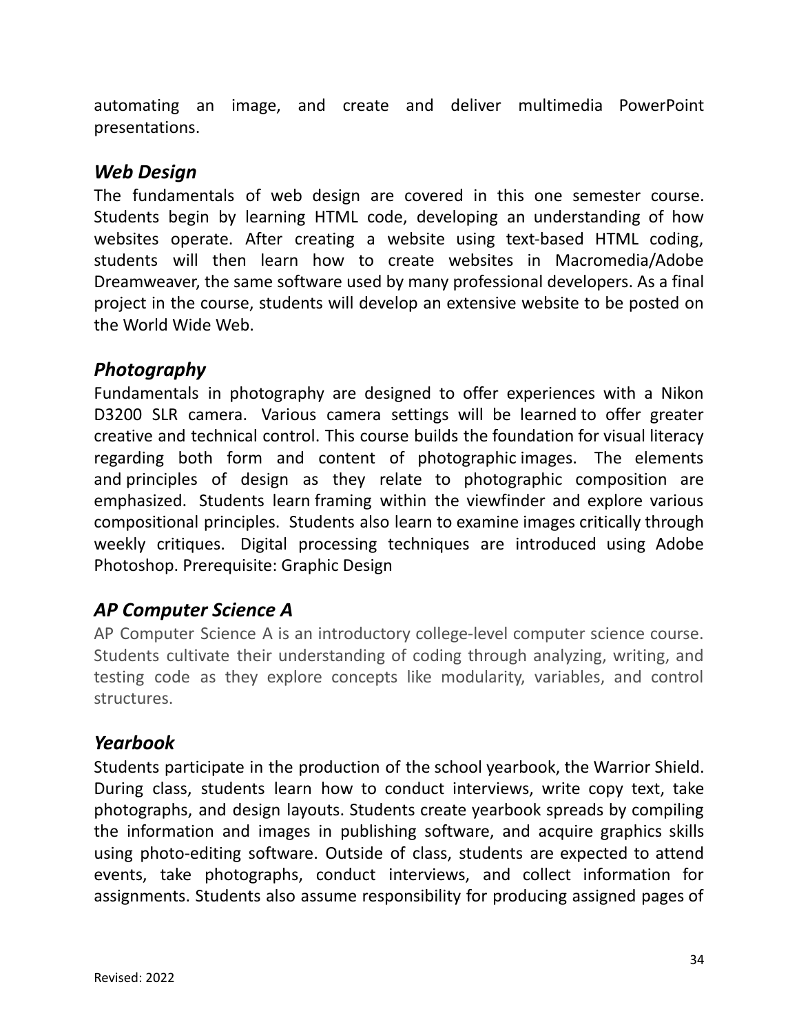automating an image, and create and deliver multimedia PowerPoint presentations.

### *Web Design*

The fundamentals of web design are covered in this one semester course. Students begin by learning HTML code, developing an understanding of how websites operate. After creating a website using text-based HTML coding, students will then learn how to create websites in Macromedia/Adobe Dreamweaver, the same software used by many professional developers. As a final project in the course, students will develop an extensive website to be posted on the World Wide Web.

### *Photography*

Fundamentals in photography are designed to offer experiences with a Nikon D3200 SLR camera. Various camera settings will be learned to offer greater creative and technical control. This course builds the foundation for visual literacy regarding both form and content of photographic images. The elements and principles of design as they relate to photographic composition are emphasized. Students learn framing within the viewfinder and explore various compositional principles. Students also learn to examine images critically through weekly critiques. Digital processing techniques are introduced using Adobe Photoshop. Prerequisite: Graphic Design

### *AP Computer Science A*

AP Computer Science A is an introductory college-level computer science course. Students cultivate their understanding of coding through analyzing, writing, and testing code as they explore concepts like modularity, variables, and control structures.

### *Yearbook*

Students participate in the production of the school yearbook, the Warrior Shield. During class, students learn how to conduct interviews, write copy text, take photographs, and design layouts. Students create yearbook spreads by compiling the information and images in publishing software, and acquire graphics skills using photo-editing software. Outside of class, students are expected to attend events, take photographs, conduct interviews, and collect information for assignments. Students also assume responsibility for producing assigned pages of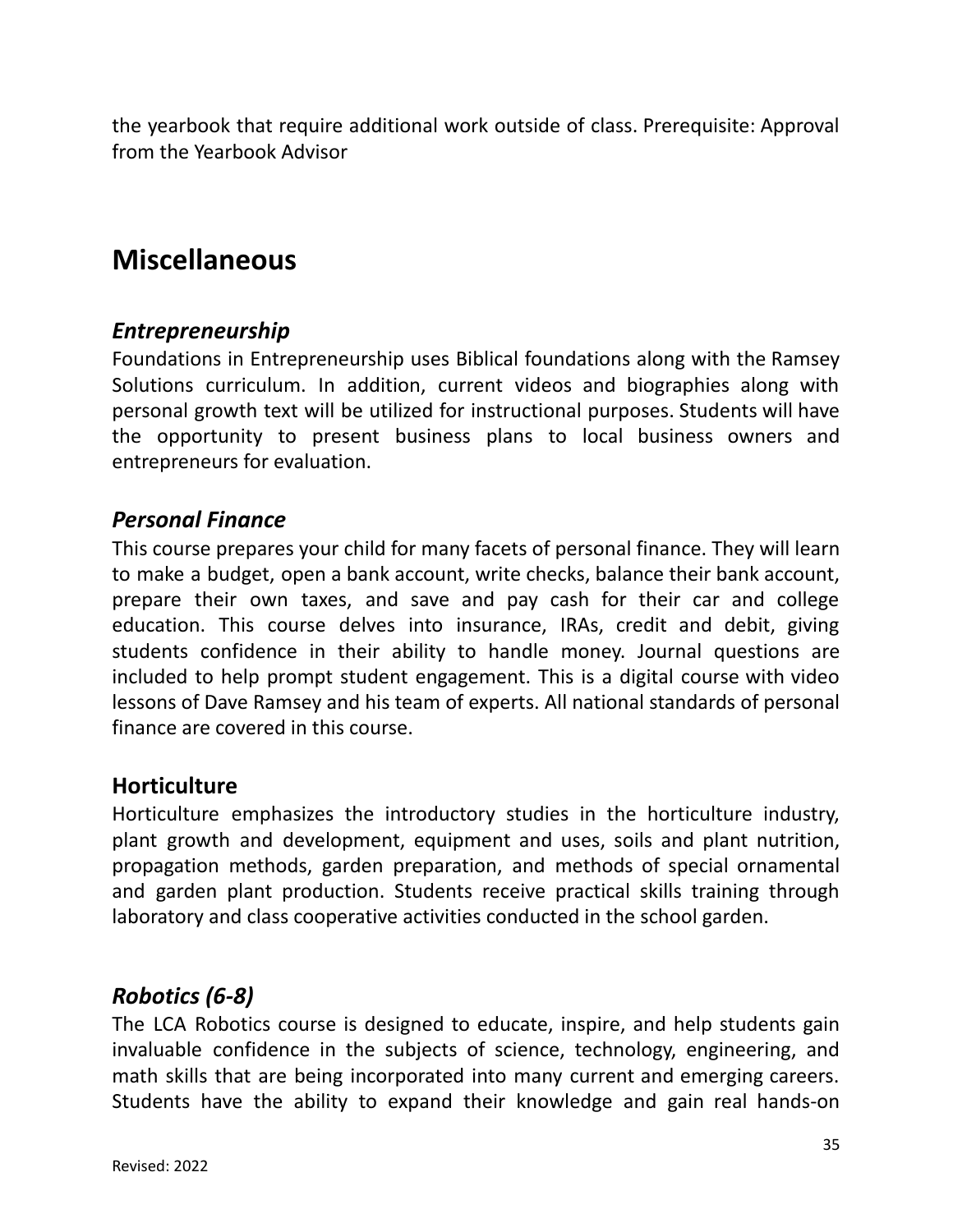the yearbook that require additional work outside of class. Prerequisite: Approval from the Yearbook Advisor

## Miscellaneous

### *Entrepreneurship*

Foundations in Entrepreneurship uses Biblical foundations along with the Ramsey Solutions curriculum. In addition, current videos and biographies along with personal growth text will be utilized for instructional purposes. Students will have the opportunity to present business plans to local business owners and entrepreneurs for evaluation.

### *Personal Finance*

This course prepares your child for many facets of personal finance. They will learn to make a budget, open a bank account, write checks, balance their bank account, prepare their own taxes, and save and pay cash for their car and college education. This course delves into insurance, IRAs, credit and debit, giving students confidence in their ability to handle money. Journal questions are included to help prompt student engagement. This is a digital course with video lessons of Dave Ramsey and his team of experts. All national standards of personal finance are covered in this course.

### Horticulture

Horticulture emphasizes the introductory studies in the horticulture industry, plant growth and development, equipment and uses, soils and plant nutrition, propagation methods, garden preparation, and methods of special ornamental and garden plant production. Students receive practical skills training through laboratory and class cooperative activities conducted in the school garden.

### *Robotics (6-8)*

The LCA Robotics course is designed to educate, inspire, and help students gain invaluable confidence in the subjects of science, technology, engineering, and math skills that are being incorporated into many current and emerging careers. Students have the ability to expand their knowledge and gain real hands-on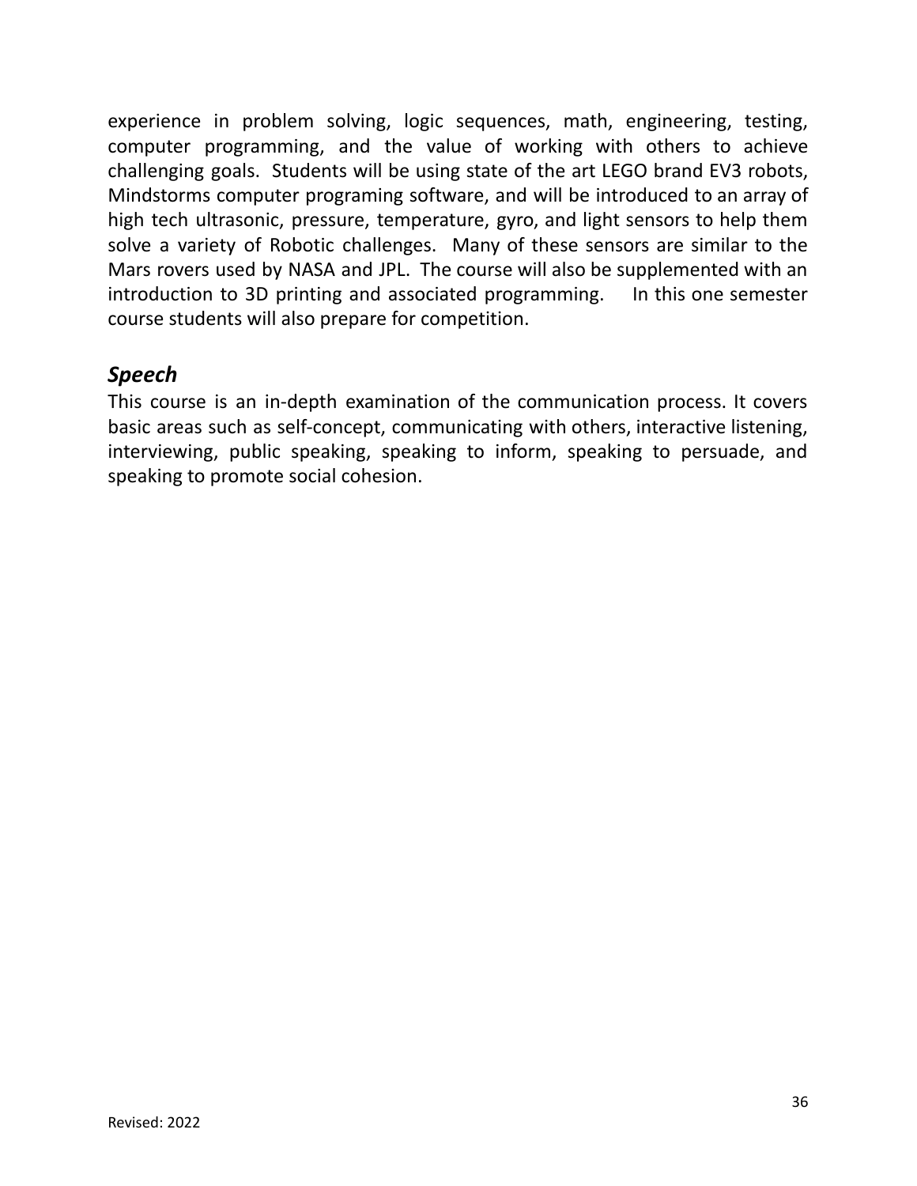experience in problem solving, logic sequences, math, engineering, testing, computer programming, and the value of working with others to achieve challenging goals. Students will be using state of the art LEGO brand EV3 robots, Mindstorms computer programing software, and will be introduced to an array of high tech ultrasonic, pressure, temperature, gyro, and light sensors to help them solve a variety of Robotic challenges. Many of these sensors are similar to the Mars rovers used by NASA and JPL. The course will also be supplemented with an introduction to 3D printing and associated programming. In this one semester course students will also prepare for competition.

### *Speech*

This course is an in-depth examination of the communication process. It covers basic areas such as self-concept, communicating with others, interactive listening, interviewing, public speaking, speaking to inform, speaking to persuade, and speaking to promote social cohesion.

Revised: 2022